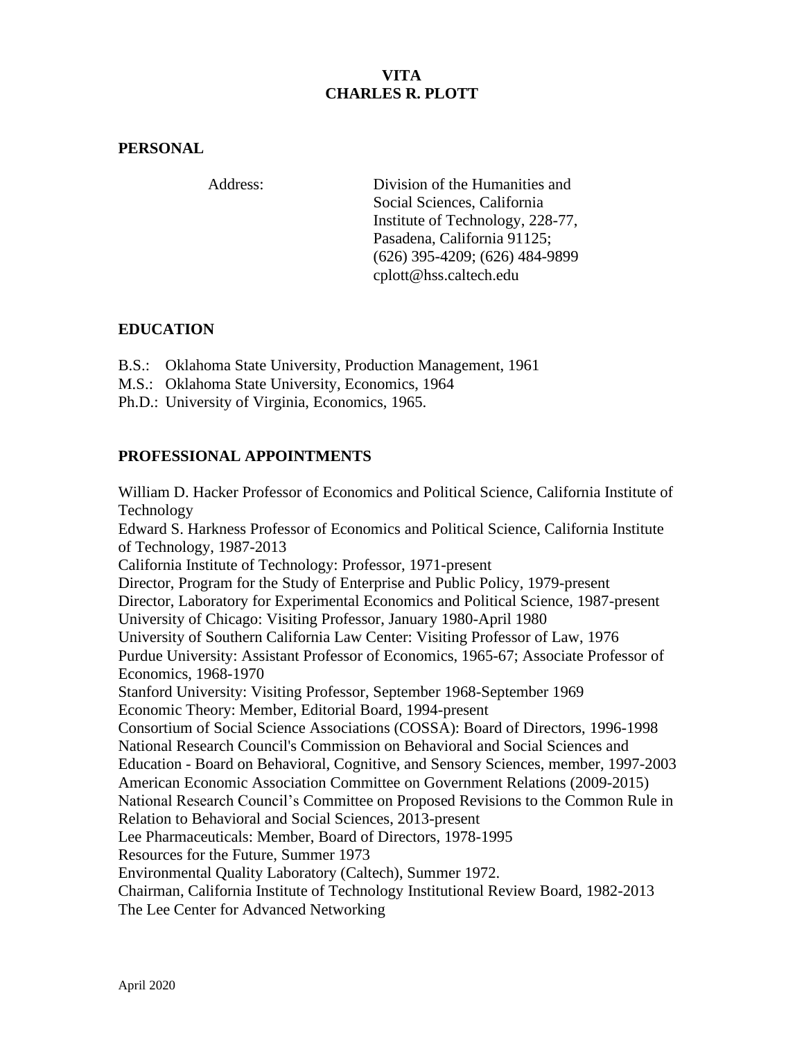# VITA
# CHARLES R. PLOTT

## PERSONAL

Address: Division of the Humanities and Social Sciences, California Institute of Technology, 228-77, Pasadena, California 91125; (626) 395-4209; (626) 484-9899 cplott@hss.caltech.edu

## EDUCATION

B.S.: Oklahoma State University, Production Management, 1961
M.S.: Oklahoma State University, Economics, 1964
Ph.D.: University of Virginia, Economics, 1965.

## PROFESSIONAL APPOINTMENTS

William D. Hacker Professor of Economics and Political Science, California Institute of Technology
Edward S. Harkness Professor of Economics and Political Science, California Institute of Technology, 1987-2013
California Institute of Technology: Professor, 1971-present
Director, Program for the Study of Enterprise and Public Policy, 1979-present
Director, Laboratory for Experimental Economics and Political Science, 1987-present
University of Chicago: Visiting Professor, January 1980-April 1980
University of Southern California Law Center: Visiting Professor of Law, 1976
Purdue University: Assistant Professor of Economics, 1965-67; Associate Professor of Economics, 1968-1970
Stanford University: Visiting Professor, September 1968-September 1969
Economic Theory: Member, Editorial Board, 1994-present
Consortium of Social Science Associations (COSSA): Board of Directors, 1996-1998
National Research Council's Commission on Behavioral and Social Sciences and Education - Board on Behavioral, Cognitive, and Sensory Sciences, member, 1997-2003
American Economic Association Committee on Government Relations (2009-2015)
National Research Council's Committee on Proposed Revisions to the Common Rule in Relation to Behavioral and Social Sciences, 2013-present
Lee Pharmaceuticals: Member, Board of Directors, 1978-1995
Resources for the Future, Summer 1973
Environmental Quality Laboratory (Caltech), Summer 1972.
Chairman, California Institute of Technology Institutional Review Board, 1982-2013
The Lee Center for Advanced Networking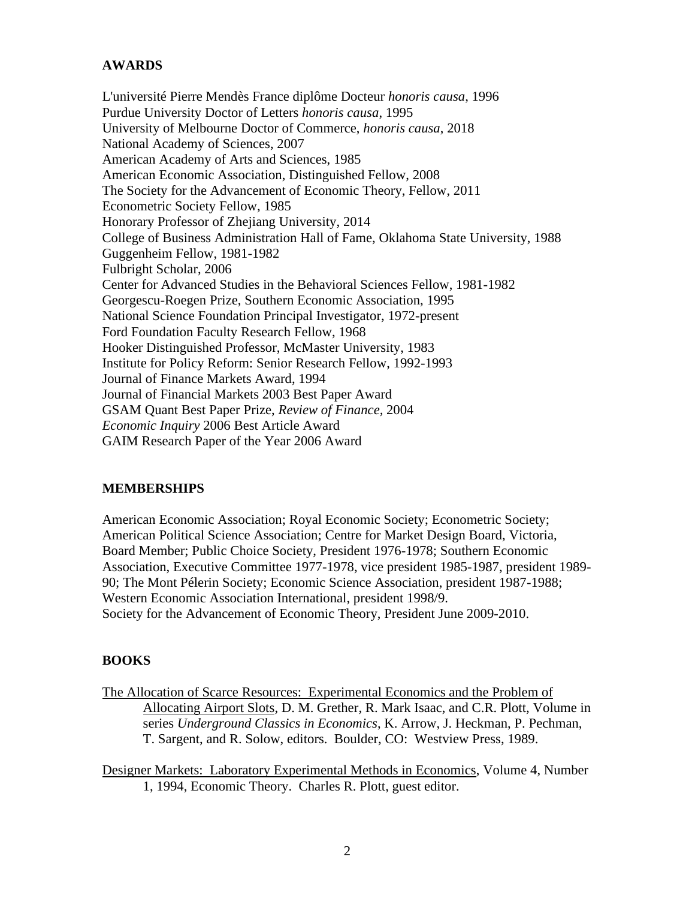## AWARDS

L'université Pierre Mendès France diplôme Docteur *honoris causa*, 1996
Purdue University Doctor of Letters *honoris causa*, 1995
University of Melbourne Doctor of Commerce, *honoris causa*, 2018
National Academy of Sciences, 2007
American Academy of Arts and Sciences, 1985
American Economic Association, Distinguished Fellow, 2008
The Society for the Advancement of Economic Theory, Fellow, 2011
Econometric Society Fellow, 1985
Honorary Professor of Zhejiang University, 2014
College of Business Administration Hall of Fame, Oklahoma State University, 1988
Guggenheim Fellow, 1981-1982
Fulbright Scholar, 2006
Center for Advanced Studies in the Behavioral Sciences Fellow, 1981-1982
Georgescu-Roegen Prize, Southern Economic Association, 1995
National Science Foundation Principal Investigator, 1972-present
Ford Foundation Faculty Research Fellow, 1968
Hooker Distinguished Professor, McMaster University, 1983
Institute for Policy Reform: Senior Research Fellow, 1992-1993
Journal of Finance Markets Award, 1994
Journal of Financial Markets 2003 Best Paper Award
GSAM Quant Best Paper Prize, *Review of Finance,* 2004
*Economic Inquiry* 2006 Best Article Award
GAIM Research Paper of the Year 2006 Award

## MEMBERSHIPS

American Economic Association; Royal Economic Society; Econometric Society; American Political Science Association; Centre for Market Design Board, Victoria, Board Member; Public Choice Society, President 1976-1978; Southern Economic Association, Executive Committee 1977-1978, vice president 1985-1987, president 1989-90; The Mont Pélerin Society; Economic Science Association, president 1987-1988; Western Economic Association International, president 1998/9.
Society for the Advancement of Economic Theory, President June 2009-2010.

## BOOKS

The Allocation of Scarce Resources: Experimental Economics and the Problem of Allocating Airport Slots, D. M. Grether, R. Mark Isaac, and C.R. Plott, Volume in series *Underground Classics in Economics*, K. Arrow, J. Heckman, P. Pechman, T. Sargent, and R. Solow, editors. Boulder, CO: Westview Press, 1989.

Designer Markets: Laboratory Experimental Methods in Economics, Volume 4, Number 1, 1994, Economic Theory. Charles R. Plott, guest editor.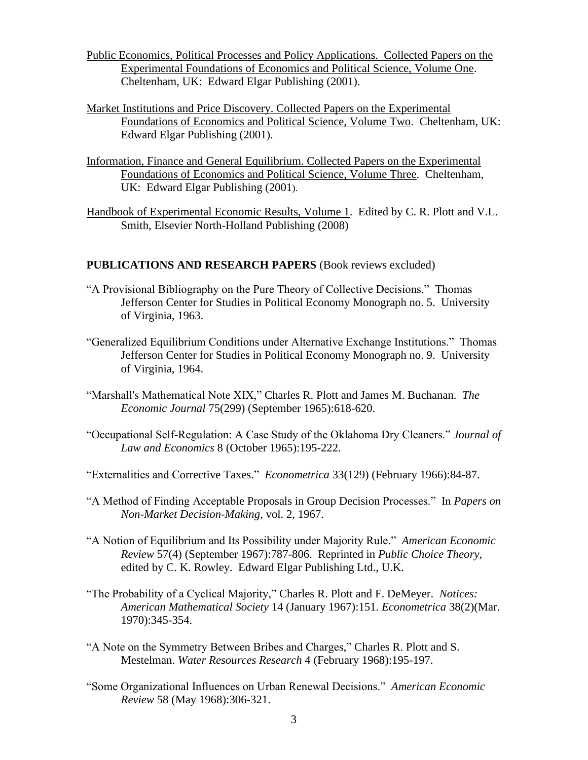<u>Public Economics, Political Processes and Policy Applications. Collected Papers on the Experimental Foundations of Economics and Political Science, Volume One</u>. Cheltenham, UK: Edward Elgar Publishing (2001).

<u>Market Institutions and Price Discovery. Collected Papers on the Experimental Foundations of Economics and Political Science, Volume Two</u>. Cheltenham, UK: Edward Elgar Publishing (2001).

<u>Information, Finance and General Equilibrium. Collected Papers on the Experimental Foundations of Economics and Political Science, Volume Three</u>. Cheltenham, UK: Edward Elgar Publishing (2001).

<u>Handbook of Experimental Economic Results, Volume 1</u>. Edited by C. R. Plott and V.L. Smith, Elsevier North-Holland Publishing (2008)

**PUBLICATIONS AND RESEARCH PAPERS** (Book reviews excluded)

"A Provisional Bibliography on the Pure Theory of Collective Decisions." Thomas Jefferson Center for Studies in Political Economy Monograph no. 5. University of Virginia, 1963.

"Generalized Equilibrium Conditions under Alternative Exchange Institutions." Thomas Jefferson Center for Studies in Political Economy Monograph no. 9. University of Virginia, 1964.

"Marshall's Mathematical Note XIX," Charles R. Plott and James M. Buchanan. *The Economic Journal* 75(299) (September 1965):618-620.

"Occupational Self-Regulation: A Case Study of the Oklahoma Dry Cleaners." *Journal of Law and Economics* 8 (October 1965):195-222.

"Externalities and Corrective Taxes." *Econometrica* 33(129) (February 1966):84-87.

"A Method of Finding Acceptable Proposals in Group Decision Processes." In *Papers on Non-Market Decision-Making*, vol. 2, 1967.

"A Notion of Equilibrium and Its Possibility under Majority Rule." *American Economic Review* 57(4) (September 1967):787-806. Reprinted in *Public Choice Theory*, edited by C. K. Rowley. Edward Elgar Publishing Ltd., U.K.

"The Probability of a Cyclical Majority," Charles R. Plott and F. DeMeyer. *Notices: American Mathematical Society* 14 (January 1967):151. *Econometrica* 38(2)(Mar. 1970):345-354.

"A Note on the Symmetry Between Bribes and Charges," Charles R. Plott and S. Mestelman. *Water Resources Research* 4 (February 1968):195-197.

"Some Organizational Influences on Urban Renewal Decisions." *American Economic Review* 58 (May 1968):306-321.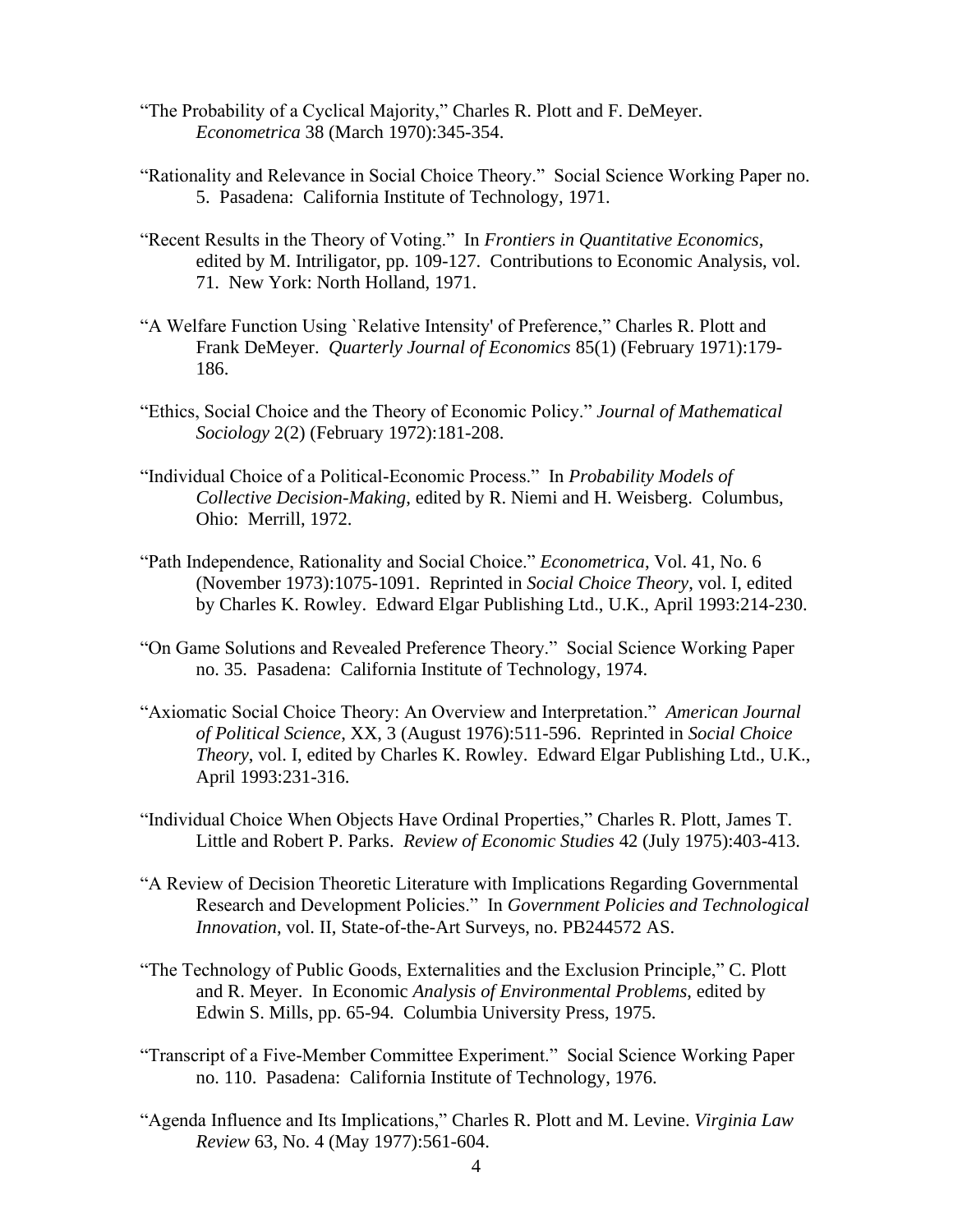"The Probability of a Cyclical Majority," Charles R. Plott and F. DeMeyer. *Econometrica* 38 (March 1970):345-354.

"Rationality and Relevance in Social Choice Theory." Social Science Working Paper no. 5. Pasadena: California Institute of Technology, 1971.

"Recent Results in the Theory of Voting." In *Frontiers in Quantitative Economics*, edited by M. Intriligator, pp. 109-127. Contributions to Economic Analysis, vol. 71. New York: North Holland, 1971.

"A Welfare Function Using `Relative Intensity' of Preference," Charles R. Plott and Frank DeMeyer. *Quarterly Journal of Economics* 85(1) (February 1971):179-186.

"Ethics, Social Choice and the Theory of Economic Policy." *Journal of Mathematical Sociology* 2(2) (February 1972):181-208.

"Individual Choice of a Political-Economic Process." In *Probability Models of Collective Decision-Making*, edited by R. Niemi and H. Weisberg. Columbus, Ohio: Merrill, 1972.

"Path Independence, Rationality and Social Choice." *Econometrica*, Vol. 41, No. 6 (November 1973):1075-1091. Reprinted in *Social Choice Theory*, vol. I, edited by Charles K. Rowley. Edward Elgar Publishing Ltd., U.K., April 1993:214-230.

"On Game Solutions and Revealed Preference Theory." Social Science Working Paper no. 35. Pasadena: California Institute of Technology, 1974.

"Axiomatic Social Choice Theory: An Overview and Interpretation." *American Journal of Political Science*, XX, 3 (August 1976):511-596. Reprinted in *Social Choice Theory*, vol. I, edited by Charles K. Rowley. Edward Elgar Publishing Ltd., U.K., April 1993:231-316.

"Individual Choice When Objects Have Ordinal Properties," Charles R. Plott, James T. Little and Robert P. Parks. *Review of Economic Studies* 42 (July 1975):403-413.

"A Review of Decision Theoretic Literature with Implications Regarding Governmental Research and Development Policies." In *Government Policies and Technological Innovation*, vol. II, State-of-the-Art Surveys, no. PB244572 AS.

"The Technology of Public Goods, Externalities and the Exclusion Principle," C. Plott and R. Meyer. In Economic *Analysis of Environmental Problems*, edited by Edwin S. Mills, pp. 65-94. Columbia University Press, 1975.

"Transcript of a Five-Member Committee Experiment." Social Science Working Paper no. 110. Pasadena: California Institute of Technology, 1976.

"Agenda Influence and Its Implications," Charles R. Plott and M. Levine. *Virginia Law Review* 63, No. 4 (May 1977):561-604.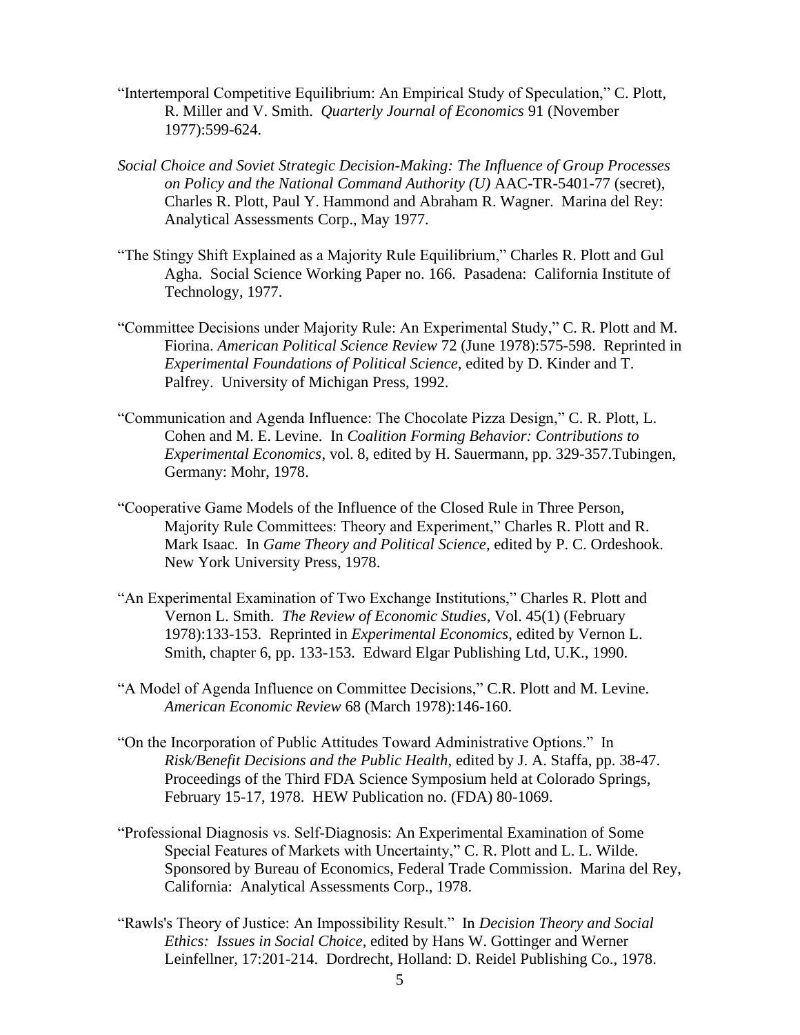"Intertemporal Competitive Equilibrium: An Empirical Study of Speculation," C. Plott, R. Miller and V. Smith. *Quarterly Journal of Economics* 91 (November 1977):599-624.

*Social Choice and Soviet Strategic Decision-Making: The Influence of Group Processes on Policy and the National Command Authority (U)* AAC-TR-5401-77 (secret), Charles R. Plott, Paul Y. Hammond and Abraham R. Wagner. Marina del Rey: Analytical Assessments Corp., May 1977.

"The Stingy Shift Explained as a Majority Rule Equilibrium," Charles R. Plott and Gul Agha. Social Science Working Paper no. 166. Pasadena: California Institute of Technology, 1977.

"Committee Decisions under Majority Rule: An Experimental Study," C. R. Plott and M. Fiorina. *American Political Science Review* 72 (June 1978):575-598. Reprinted in *Experimental Foundations of Political Science*, edited by D. Kinder and T. Palfrey. University of Michigan Press, 1992.

"Communication and Agenda Influence: The Chocolate Pizza Design," C. R. Plott, L. Cohen and M. E. Levine. In *Coalition Forming Behavior: Contributions to Experimental Economics*, vol. 8, edited by H. Sauermann, pp. 329-357.Tubingen, Germany: Mohr, 1978.

"Cooperative Game Models of the Influence of the Closed Rule in Three Person, Majority Rule Committees: Theory and Experiment," Charles R. Plott and R. Mark Isaac. In *Game Theory and Political Science*, edited by P. C. Ordeshook. New York University Press, 1978.

"An Experimental Examination of Two Exchange Institutions," Charles R. Plott and Vernon L. Smith. *The Review of Economic Studies*, Vol. 45(1) (February 1978):133-153. Reprinted in *Experimental Economics*, edited by Vernon L. Smith, chapter 6, pp. 133-153. Edward Elgar Publishing Ltd, U.K., 1990.

"A Model of Agenda Influence on Committee Decisions," C.R. Plott and M. Levine. *American Economic Review* 68 (March 1978):146-160.

"On the Incorporation of Public Attitudes Toward Administrative Options." In *Risk/Benefit Decisions and the Public Health*, edited by J. A. Staffa, pp. 38-47. Proceedings of the Third FDA Science Symposium held at Colorado Springs, February 15-17, 1978. HEW Publication no. (FDA) 80-1069.

"Professional Diagnosis vs. Self-Diagnosis: An Experimental Examination of Some Special Features of Markets with Uncertainty," C. R. Plott and L. L. Wilde. Sponsored by Bureau of Economics, Federal Trade Commission. Marina del Rey, California: Analytical Assessments Corp., 1978.

"Rawls's Theory of Justice: An Impossibility Result." In *Decision Theory and Social Ethics: Issues in Social Choice*, edited by Hans W. Gottinger and Werner Leinfellner, 17:201-214. Dordrecht, Holland: D. Reidel Publishing Co., 1978.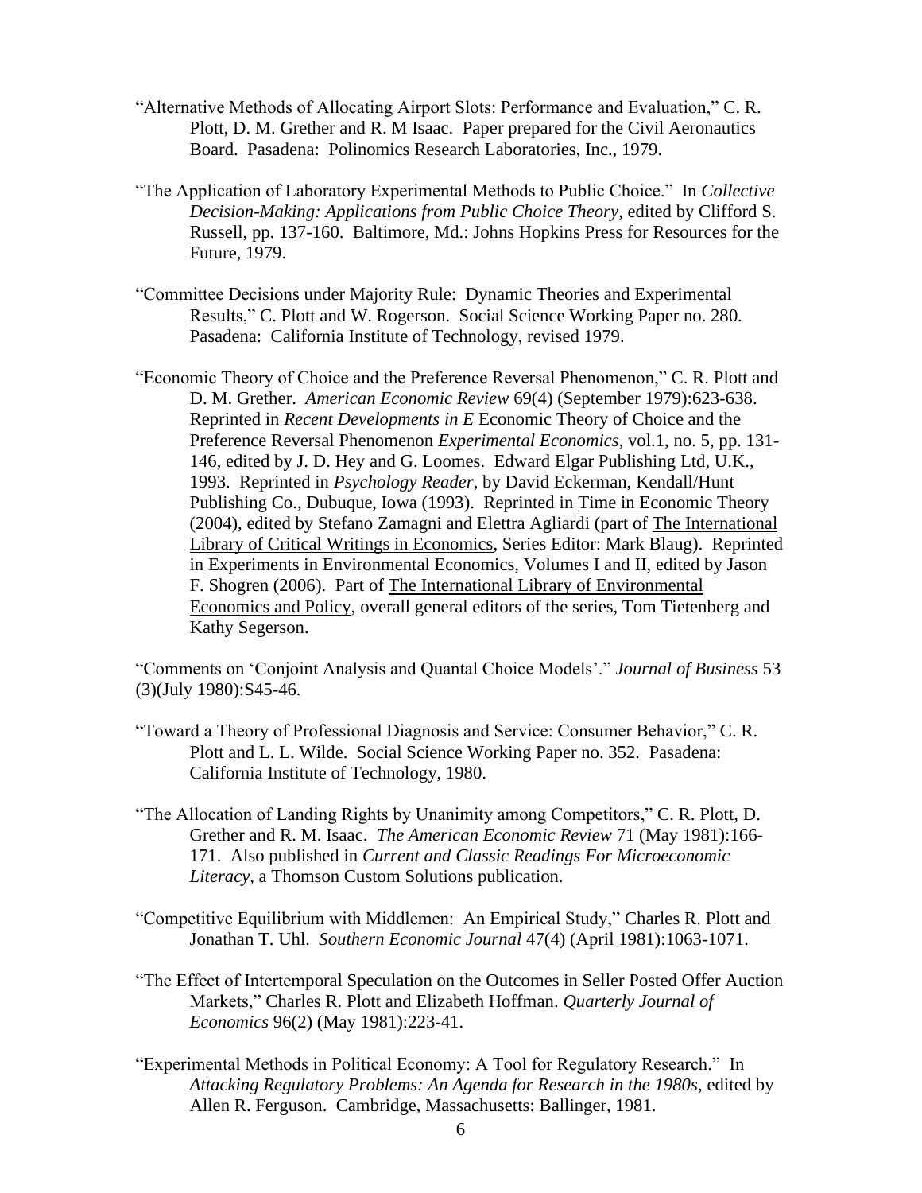"Alternative Methods of Allocating Airport Slots: Performance and Evaluation," C. R. Plott, D. M. Grether and R. M Isaac. Paper prepared for the Civil Aeronautics Board. Pasadena: Polinomics Research Laboratories, Inc., 1979.

"The Application of Laboratory Experimental Methods to Public Choice." In *Collective Decision-Making: Applications from Public Choice Theory*, edited by Clifford S. Russell, pp. 137-160. Baltimore, Md.: Johns Hopkins Press for Resources for the Future, 1979.

"Committee Decisions under Majority Rule: Dynamic Theories and Experimental Results," C. Plott and W. Rogerson. Social Science Working Paper no. 280. Pasadena: California Institute of Technology, revised 1979.

"Economic Theory of Choice and the Preference Reversal Phenomenon," C. R. Plott and D. M. Grether. *American Economic Review* 69(4) (September 1979):623-638. Reprinted in *Recent Developments in E* Economic Theory of Choice and the Preference Reversal Phenomenon *Experimental Economics*, vol.1, no. 5, pp. 131-146, edited by J. D. Hey and G. Loomes. Edward Elgar Publishing Ltd, U.K., 1993. Reprinted in *Psychology Reader*, by David Eckerman, Kendall/Hunt Publishing Co., Dubuque, Iowa (1993). Reprinted in Time in Economic Theory (2004), edited by Stefano Zamagni and Elettra Agliardi (part of The International Library of Critical Writings in Economics, Series Editor: Mark Blaug). Reprinted in Experiments in Environmental Economics, Volumes I and II, edited by Jason F. Shogren (2006). Part of The International Library of Environmental Economics and Policy, overall general editors of the series, Tom Tietenberg and Kathy Segerson.

"Comments on 'Conjoint Analysis and Quantal Choice Models'." *Journal of Business* 53 (3)(July 1980):S45-46.

"Toward a Theory of Professional Diagnosis and Service: Consumer Behavior," C. R. Plott and L. L. Wilde. Social Science Working Paper no. 352. Pasadena: California Institute of Technology, 1980.

"The Allocation of Landing Rights by Unanimity among Competitors," C. R. Plott, D. Grether and R. M. Isaac. *The American Economic Review* 71 (May 1981):166-171. Also published in *Current and Classic Readings For Microeconomic Literacy*, a Thomson Custom Solutions publication.

"Competitive Equilibrium with Middlemen: An Empirical Study," Charles R. Plott and Jonathan T. Uhl. *Southern Economic Journal* 47(4) (April 1981):1063-1071.

"The Effect of Intertemporal Speculation on the Outcomes in Seller Posted Offer Auction Markets," Charles R. Plott and Elizabeth Hoffman. *Quarterly Journal of Economics* 96(2) (May 1981):223-41.

"Experimental Methods in Political Economy: A Tool for Regulatory Research." In *Attacking Regulatory Problems: An Agenda for Research in the 1980s*, edited by Allen R. Ferguson. Cambridge, Massachusetts: Ballinger, 1981.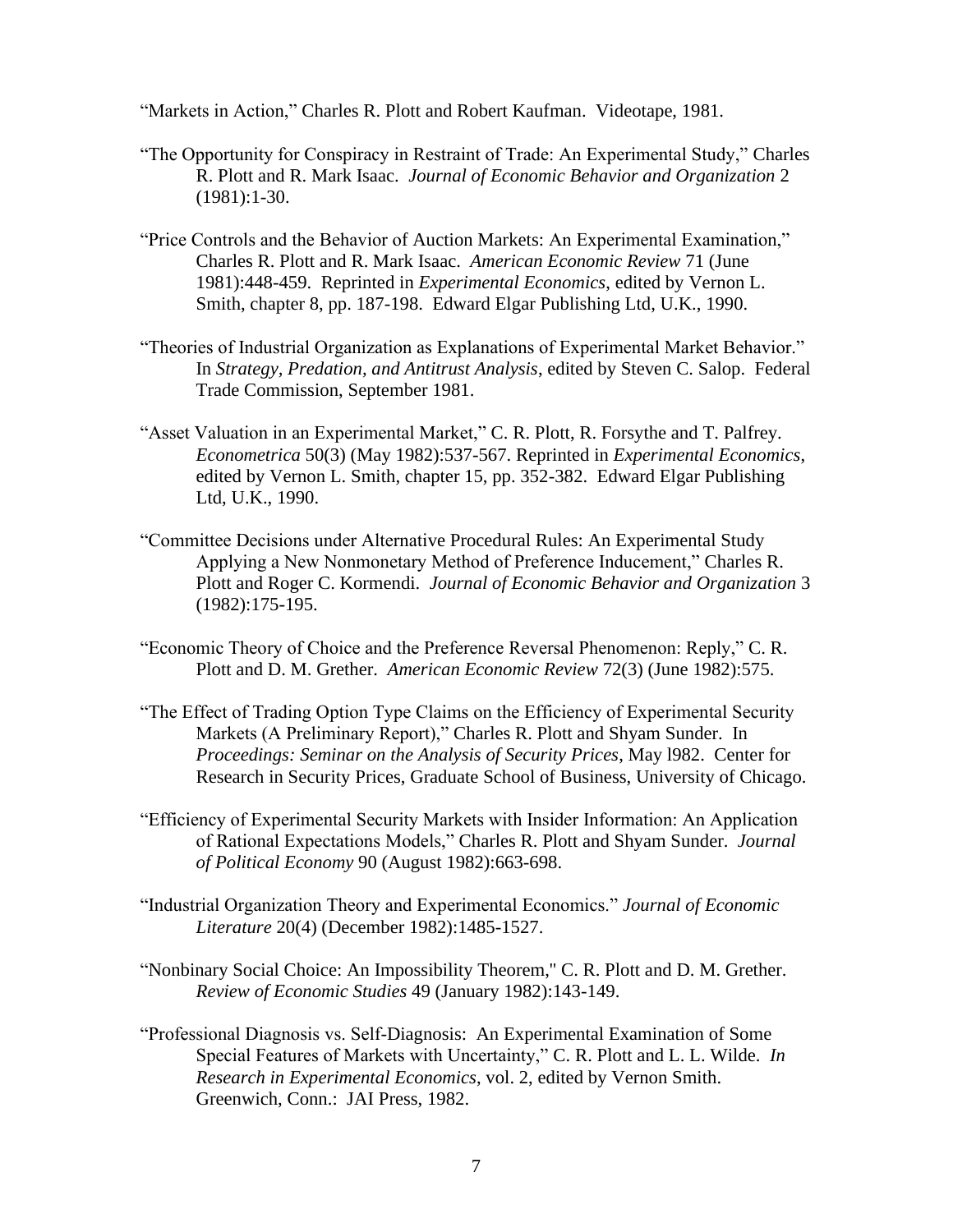"Markets in Action," Charles R. Plott and Robert Kaufman. Videotape, 1981.

"The Opportunity for Conspiracy in Restraint of Trade: An Experimental Study," Charles R. Plott and R. Mark Isaac. *Journal of Economic Behavior and Organization* 2 (1981):1-30.

"Price Controls and the Behavior of Auction Markets: An Experimental Examination," Charles R. Plott and R. Mark Isaac. *American Economic Review* 71 (June 1981):448-459. Reprinted in *Experimental Economics*, edited by Vernon L. Smith, chapter 8, pp. 187-198. Edward Elgar Publishing Ltd, U.K., 1990.

"Theories of Industrial Organization as Explanations of Experimental Market Behavior." In *Strategy, Predation, and Antitrust Analysis*, edited by Steven C. Salop. Federal Trade Commission, September 1981.

"Asset Valuation in an Experimental Market," C. R. Plott, R. Forsythe and T. Palfrey. *Econometrica* 50(3) (May 1982):537-567. Reprinted in *Experimental Economics*, edited by Vernon L. Smith, chapter 15, pp. 352-382. Edward Elgar Publishing Ltd, U.K., 1990.

"Committee Decisions under Alternative Procedural Rules: An Experimental Study Applying a New Nonmonetary Method of Preference Inducement," Charles R. Plott and Roger C. Kormendi. *Journal of Economic Behavior and Organization* 3 (1982):175-195.

"Economic Theory of Choice and the Preference Reversal Phenomenon: Reply," C. R. Plott and D. M. Grether. *American Economic Review* 72(3) (June 1982):575.

"The Effect of Trading Option Type Claims on the Efficiency of Experimental Security Markets (A Preliminary Report)," Charles R. Plott and Shyam Sunder. In *Proceedings: Seminar on the Analysis of Security Prices*, May l982. Center for Research in Security Prices, Graduate School of Business, University of Chicago.

"Efficiency of Experimental Security Markets with Insider Information: An Application of Rational Expectations Models," Charles R. Plott and Shyam Sunder. *Journal of Political Economy* 90 (August 1982):663-698.

"Industrial Organization Theory and Experimental Economics." *Journal of Economic Literature* 20(4) (December 1982):1485-1527.

"Nonbinary Social Choice: An Impossibility Theorem," C. R. Plott and D. M. Grether. *Review of Economic Studies* 49 (January 1982):143-149.

"Professional Diagnosis vs. Self-Diagnosis: An Experimental Examination of Some Special Features of Markets with Uncertainty," C. R. Plott and L. L. Wilde. *In Research in Experimental Economics*, vol. 2, edited by Vernon Smith. Greenwich, Conn.: JAI Press, 1982.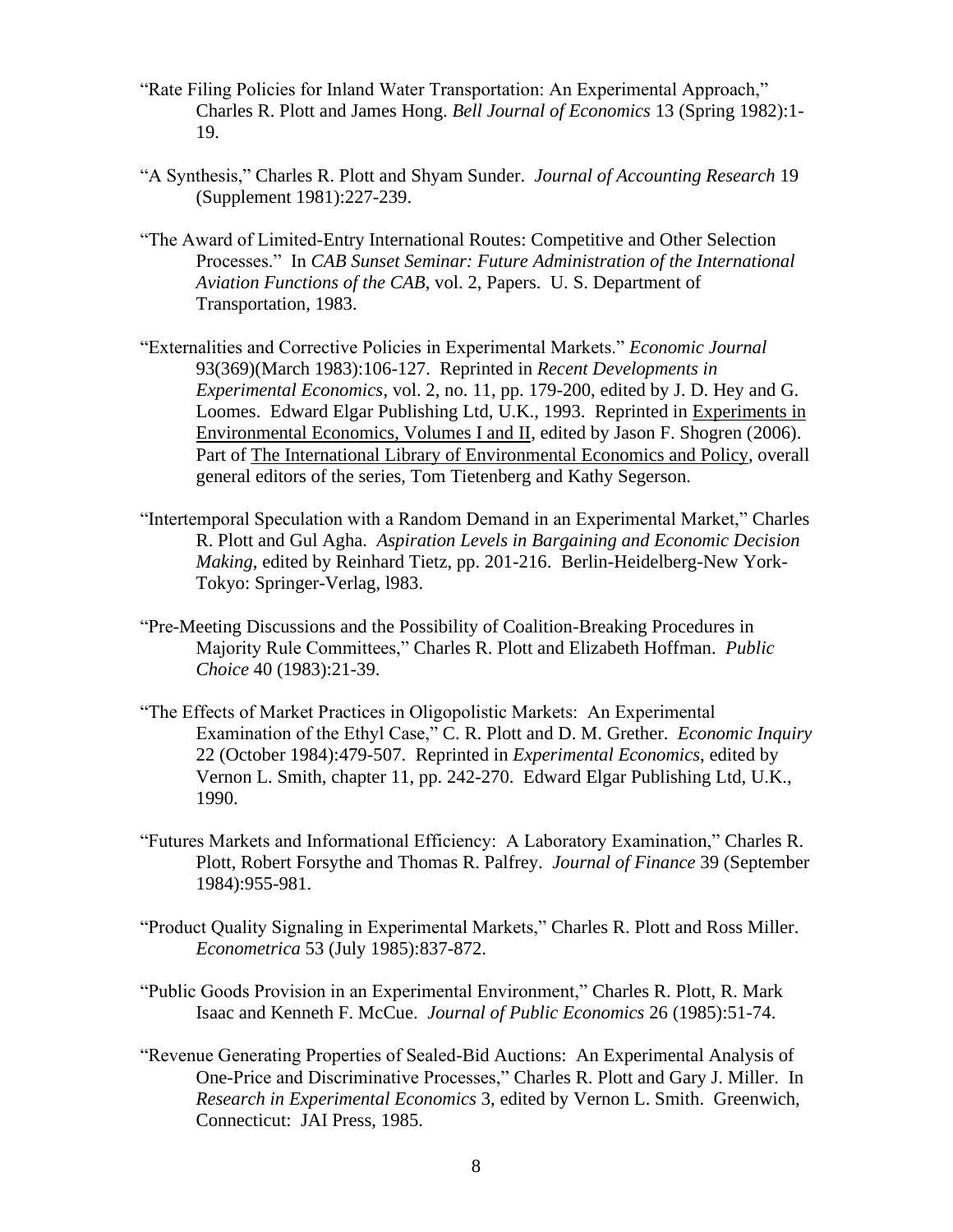"Rate Filing Policies for Inland Water Transportation: An Experimental Approach," Charles R. Plott and James Hong. *Bell Journal of Economics* 13 (Spring 1982):1-19.

"A Synthesis," Charles R. Plott and Shyam Sunder. *Journal of Accounting Research* 19 (Supplement 1981):227-239.

"The Award of Limited-Entry International Routes: Competitive and Other Selection Processes." In *CAB Sunset Seminar: Future Administration of the International Aviation Functions of the CAB*, vol. 2, Papers. U. S. Department of Transportation, 1983.

"Externalities and Corrective Policies in Experimental Markets." *Economic Journal* 93(369)(March 1983):106-127. Reprinted in *Recent Developments in Experimental Economics*, vol. 2, no. 11, pp. 179-200, edited by J. D. Hey and G. Loomes. Edward Elgar Publishing Ltd, U.K., 1993. Reprinted in Experiments in Environmental Economics, Volumes I and II, edited by Jason F. Shogren (2006). Part of The International Library of Environmental Economics and Policy, overall general editors of the series, Tom Tietenberg and Kathy Segerson.

"Intertemporal Speculation with a Random Demand in an Experimental Market," Charles R. Plott and Gul Agha. *Aspiration Levels in Bargaining and Economic Decision Making*, edited by Reinhard Tietz, pp. 201-216. Berlin-Heidelberg-New York-Tokyo: Springer-Verlag, l983.

"Pre-Meeting Discussions and the Possibility of Coalition-Breaking Procedures in Majority Rule Committees," Charles R. Plott and Elizabeth Hoffman. *Public Choice* 40 (1983):21-39.

"The Effects of Market Practices in Oligopolistic Markets: An Experimental Examination of the Ethyl Case," C. R. Plott and D. M. Grether. *Economic Inquiry* 22 (October 1984):479-507. Reprinted in *Experimental Economics*, edited by Vernon L. Smith, chapter 11, pp. 242-270. Edward Elgar Publishing Ltd, U.K., 1990.

"Futures Markets and Informational Efficiency: A Laboratory Examination," Charles R. Plott, Robert Forsythe and Thomas R. Palfrey. *Journal of Finance* 39 (September 1984):955-981.

"Product Quality Signaling in Experimental Markets," Charles R. Plott and Ross Miller. *Econometrica* 53 (July 1985):837-872.

"Public Goods Provision in an Experimental Environment," Charles R. Plott, R. Mark Isaac and Kenneth F. McCue. *Journal of Public Economics* 26 (1985):51-74.

"Revenue Generating Properties of Sealed-Bid Auctions: An Experimental Analysis of One-Price and Discriminative Processes," Charles R. Plott and Gary J. Miller. In *Research in Experimental Economics* 3, edited by Vernon L. Smith. Greenwich, Connecticut: JAI Press, 1985.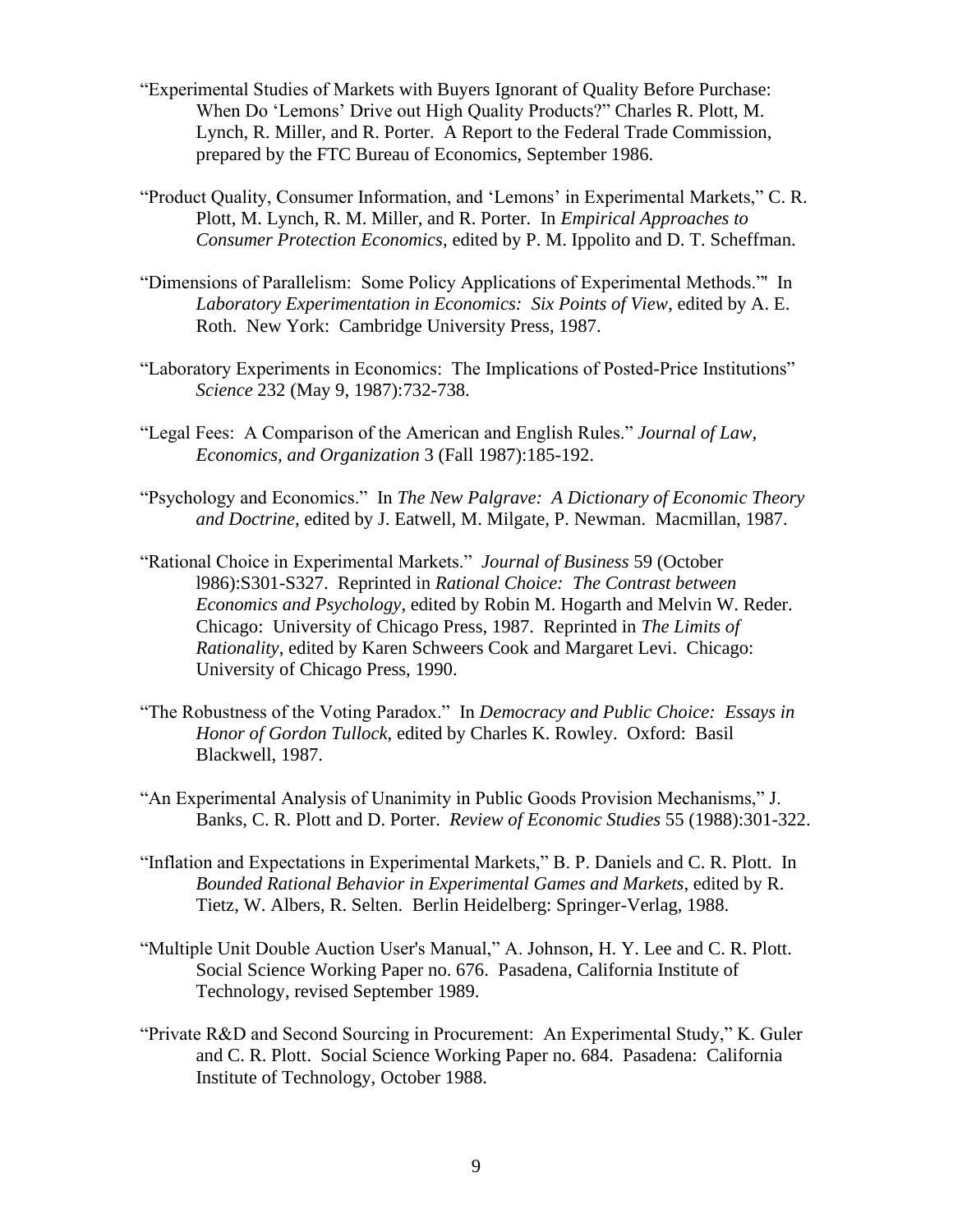"Experimental Studies of Markets with Buyers Ignorant of Quality Before Purchase: When Do 'Lemons' Drive out High Quality Products?" Charles R. Plott, M. Lynch, R. Miller, and R. Porter. A Report to the Federal Trade Commission, prepared by the FTC Bureau of Economics, September 1986.

"Product Quality, Consumer Information, and 'Lemons' in Experimental Markets," C. R. Plott, M. Lynch, R. M. Miller, and R. Porter. In *Empirical Approaches to Consumer Protection Economics*, edited by P. M. Ippolito and D. T. Scheffman.

"Dimensions of Parallelism: Some Policy Applications of Experimental Methods.'" In *Laboratory Experimentation in Economics: Six Points of View*, edited by A. E. Roth. New York: Cambridge University Press, 1987.

"Laboratory Experiments in Economics: The Implications of Posted-Price Institutions" *Science* 232 (May 9, 1987):732-738.

"Legal Fees: A Comparison of the American and English Rules." *Journal of Law, Economics, and Organization* 3 (Fall 1987):185-192.

"Psychology and Economics." In *The New Palgrave: A Dictionary of Economic Theory and Doctrine*, edited by J. Eatwell, M. Milgate, P. Newman. Macmillan, 1987.

"Rational Choice in Experimental Markets." *Journal of Business* 59 (October l986):S301-S327. Reprinted in *Rational Choice: The Contrast between Economics and Psychology*, edited by Robin M. Hogarth and Melvin W. Reder. Chicago: University of Chicago Press, 1987. Reprinted in *The Limits of Rationality*, edited by Karen Schweers Cook and Margaret Levi. Chicago: University of Chicago Press, 1990.

"The Robustness of the Voting Paradox." In *Democracy and Public Choice: Essays in Honor of Gordon Tullock*, edited by Charles K. Rowley. Oxford: Basil Blackwell, 1987.

"An Experimental Analysis of Unanimity in Public Goods Provision Mechanisms," J. Banks, C. R. Plott and D. Porter. *Review of Economic Studies* 55 (1988):301-322.

"Inflation and Expectations in Experimental Markets," B. P. Daniels and C. R. Plott. In *Bounded Rational Behavior in Experimental Games and Markets*, edited by R. Tietz, W. Albers, R. Selten. Berlin Heidelberg: Springer-Verlag, 1988.

"Multiple Unit Double Auction User's Manual," A. Johnson, H. Y. Lee and C. R. Plott. Social Science Working Paper no. 676. Pasadena, California Institute of Technology, revised September 1989.

"Private R&D and Second Sourcing in Procurement: An Experimental Study," K. Guler and C. R. Plott. Social Science Working Paper no. 684. Pasadena: California Institute of Technology, October 1988.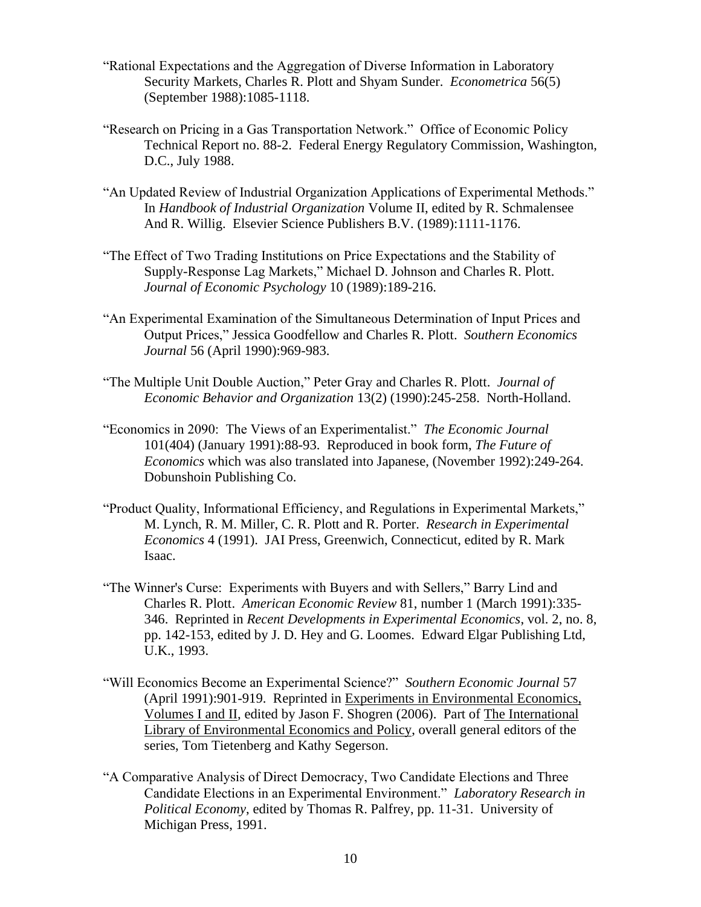"Rational Expectations and the Aggregation of Diverse Information in Laboratory Security Markets, Charles R. Plott and Shyam Sunder. *Econometrica* 56(5) (September 1988):1085-1118.

"Research on Pricing in a Gas Transportation Network." Office of Economic Policy Technical Report no. 88-2. Federal Energy Regulatory Commission, Washington, D.C., July 1988.

"An Updated Review of Industrial Organization Applications of Experimental Methods." In *Handbook of Industrial Organization* Volume II, edited by R. Schmalensee And R. Willig. Elsevier Science Publishers B.V. (1989):1111-1176.

"The Effect of Two Trading Institutions on Price Expectations and the Stability of Supply-Response Lag Markets," Michael D. Johnson and Charles R. Plott. *Journal of Economic Psychology* 10 (1989):189-216.

"An Experimental Examination of the Simultaneous Determination of Input Prices and Output Prices," Jessica Goodfellow and Charles R. Plott. *Southern Economics Journal* 56 (April 1990):969-983.

"The Multiple Unit Double Auction," Peter Gray and Charles R. Plott. *Journal of Economic Behavior and Organization* 13(2) (1990):245-258. North-Holland.

"Economics in 2090: The Views of an Experimentalist." *The Economic Journal* 101(404) (January 1991):88-93. Reproduced in book form, *The Future of Economics* which was also translated into Japanese, (November 1992):249-264. Dobunshoin Publishing Co.

"Product Quality, Informational Efficiency, and Regulations in Experimental Markets," M. Lynch, R. M. Miller, C. R. Plott and R. Porter. *Research in Experimental Economics* 4 (1991). JAI Press, Greenwich, Connecticut, edited by R. Mark Isaac.

"The Winner's Curse: Experiments with Buyers and with Sellers," Barry Lind and Charles R. Plott. *American Economic Review* 81, number 1 (March 1991):335-346. Reprinted in *Recent Developments in Experimental Economics*, vol. 2, no. 8, pp. 142-153, edited by J. D. Hey and G. Loomes. Edward Elgar Publishing Ltd, U.K., 1993.

"Will Economics Become an Experimental Science?" *Southern Economic Journal* 57 (April 1991):901-919. Reprinted in Experiments in Environmental Economics, Volumes I and II, edited by Jason F. Shogren (2006). Part of The International Library of Environmental Economics and Policy, overall general editors of the series, Tom Tietenberg and Kathy Segerson.

"A Comparative Analysis of Direct Democracy, Two Candidate Elections and Three Candidate Elections in an Experimental Environment." *Laboratory Research in Political Economy*, edited by Thomas R. Palfrey, pp. 11-31. University of Michigan Press, 1991.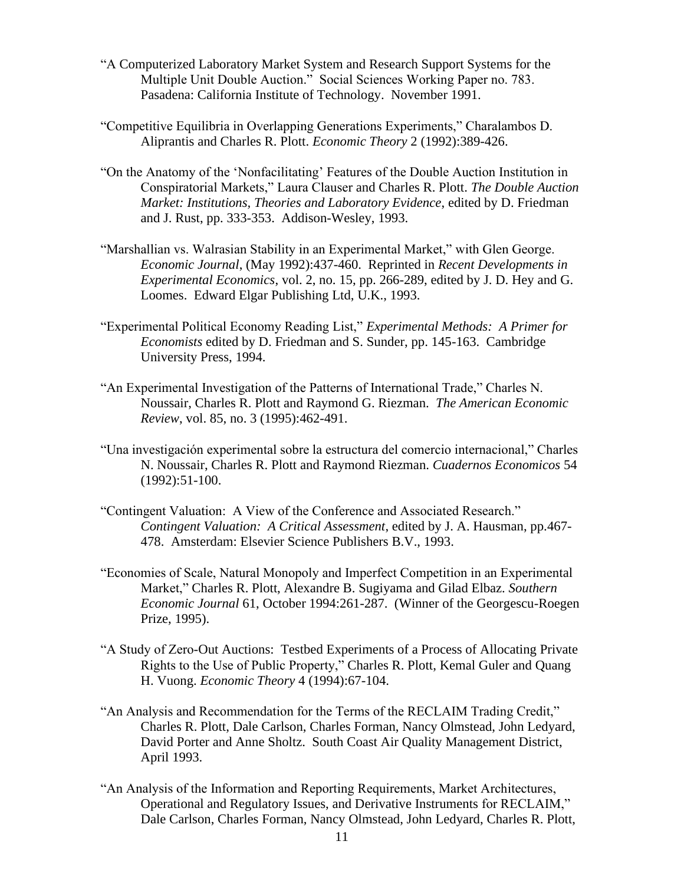"A Computerized Laboratory Market System and Research Support Systems for the Multiple Unit Double Auction." Social Sciences Working Paper no. 783. Pasadena: California Institute of Technology. November 1991.

"Competitive Equilibria in Overlapping Generations Experiments," Charalambos D. Aliprantis and Charles R. Plott. *Economic Theory* 2 (1992):389-426.

"On the Anatomy of the 'Nonfacilitating' Features of the Double Auction Institution in Conspiratorial Markets," Laura Clauser and Charles R. Plott. *The Double Auction Market: Institutions, Theories and Laboratory Evidence*, edited by D. Friedman and J. Rust, pp. 333-353. Addison-Wesley, 1993.

"Marshallian vs. Walrasian Stability in an Experimental Market," with Glen George. *Economic Journal*, (May 1992):437-460. Reprinted in *Recent Developments in Experimental Economics*, vol. 2, no. 15, pp. 266-289, edited by J. D. Hey and G. Loomes. Edward Elgar Publishing Ltd, U.K., 1993.

"Experimental Political Economy Reading List," *Experimental Methods: A Primer for Economists* edited by D. Friedman and S. Sunder, pp. 145-163. Cambridge University Press, 1994.

"An Experimental Investigation of the Patterns of International Trade," Charles N. Noussair, Charles R. Plott and Raymond G. Riezman. *The American Economic Review*, vol. 85, no. 3 (1995):462-491.

"Una investigación experimental sobre la estructura del comercio internacional," Charles N. Noussair, Charles R. Plott and Raymond Riezman. *Cuadernos Economicos* 54 (1992):51-100.

"Contingent Valuation: A View of the Conference and Associated Research." *Contingent Valuation: A Critical Assessment*, edited by J. A. Hausman, pp.467-478. Amsterdam: Elsevier Science Publishers B.V., 1993.

"Economies of Scale, Natural Monopoly and Imperfect Competition in an Experimental Market," Charles R. Plott, Alexandre B. Sugiyama and Gilad Elbaz. *Southern Economic Journal* 61, October 1994:261-287. (Winner of the Georgescu-Roegen Prize, 1995).

"A Study of Zero-Out Auctions: Testbed Experiments of a Process of Allocating Private Rights to the Use of Public Property," Charles R. Plott, Kemal Guler and Quang H. Vuong. *Economic Theory* 4 (1994):67-104.

"An Analysis and Recommendation for the Terms of the RECLAIM Trading Credit," Charles R. Plott, Dale Carlson, Charles Forman, Nancy Olmstead, John Ledyard, David Porter and Anne Sholtz. South Coast Air Quality Management District, April 1993.

"An Analysis of the Information and Reporting Requirements, Market Architectures, Operational and Regulatory Issues, and Derivative Instruments for RECLAIM," Dale Carlson, Charles Forman, Nancy Olmstead, John Ledyard, Charles R. Plott,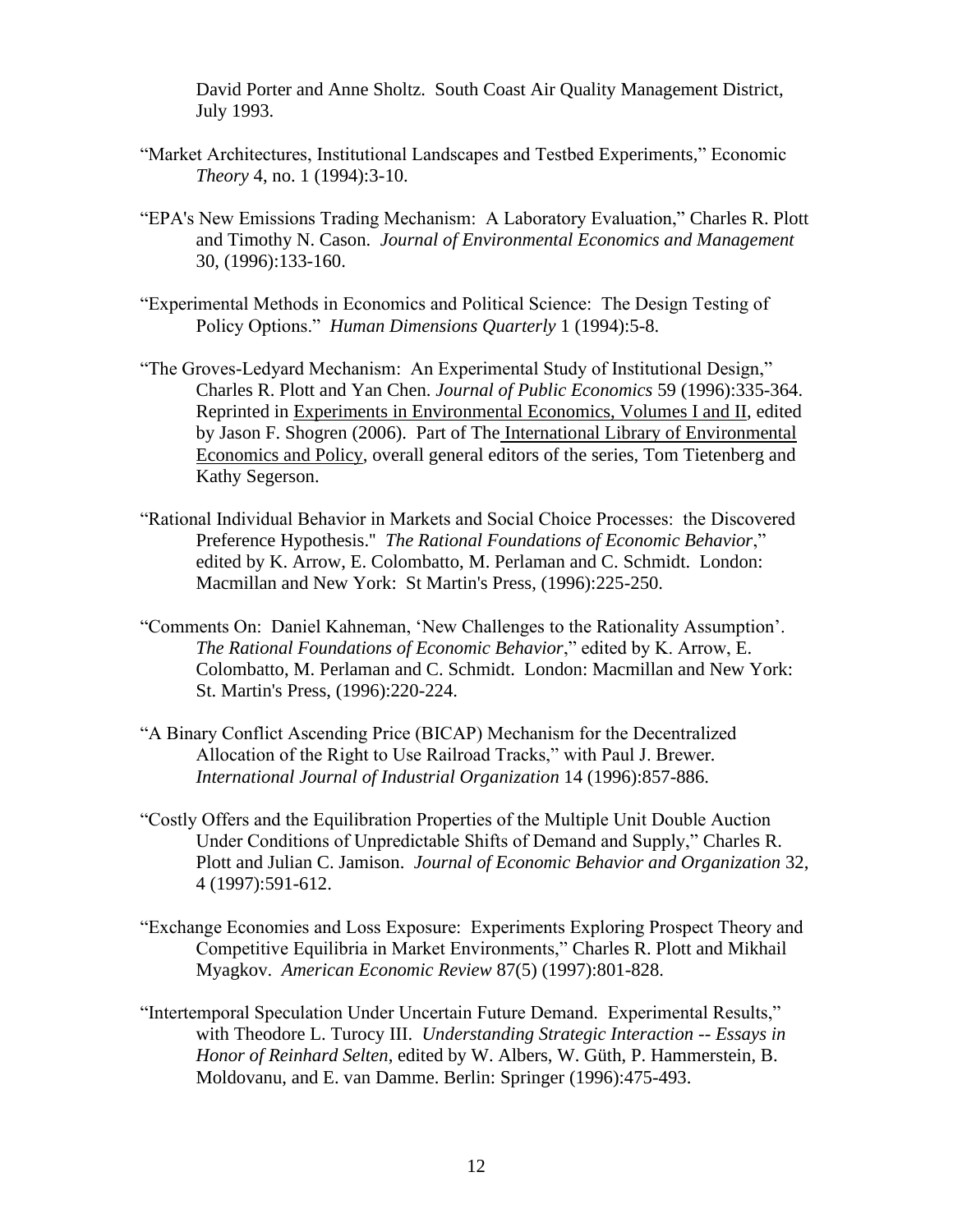David Porter and Anne Sholtz. South Coast Air Quality Management District, July 1993.

"Market Architectures, Institutional Landscapes and Testbed Experiments," Economic *Theory* 4, no. 1 (1994):3-10.

"EPA's New Emissions Trading Mechanism: A Laboratory Evaluation," Charles R. Plott and Timothy N. Cason. *Journal of Environmental Economics and Management* 30, (1996):133-160.

"Experimental Methods in Economics and Political Science: The Design Testing of Policy Options." *Human Dimensions Quarterly* 1 (1994):5-8.

"The Groves-Ledyard Mechanism: An Experimental Study of Institutional Design," Charles R. Plott and Yan Chen. *Journal of Public Economics* 59 (1996):335-364. Reprinted in <u>Experiments in Environmental Economics, Volumes I and II</u>, edited by Jason F. Shogren (2006). Part of The <u>International Library of Environmental Economics and Policy</u>, overall general editors of the series, Tom Tietenberg and Kathy Segerson.

"Rational Individual Behavior in Markets and Social Choice Processes: the Discovered Preference Hypothesis." *The Rational Foundations of Economic Behavior*," edited by K. Arrow, E. Colombatto, M. Perlaman and C. Schmidt. London: Macmillan and New York: St Martin's Press, (1996):225-250.

"Comments On: Daniel Kahneman, 'New Challenges to the Rationality Assumption'. *The Rational Foundations of Economic Behavior*," edited by K. Arrow, E. Colombatto, M. Perlaman and C. Schmidt. London: Macmillan and New York: St. Martin's Press, (1996):220-224.

"A Binary Conflict Ascending Price (BICAP) Mechanism for the Decentralized Allocation of the Right to Use Railroad Tracks," with Paul J. Brewer. *International Journal of Industrial Organization* 14 (1996):857-886.

"Costly Offers and the Equilibration Properties of the Multiple Unit Double Auction Under Conditions of Unpredictable Shifts of Demand and Supply," Charles R. Plott and Julian C. Jamison. *Journal of Economic Behavior and Organization* 32, 4 (1997):591-612.

"Exchange Economies and Loss Exposure: Experiments Exploring Prospect Theory and Competitive Equilibria in Market Environments," Charles R. Plott and Mikhail Myagkov. *American Economic Review* 87(5) (1997):801-828.

"Intertemporal Speculation Under Uncertain Future Demand. Experimental Results," with Theodore L. Turocy III. *Understanding Strategic Interaction -- Essays in Honor of Reinhard Selten*, edited by W. Albers, W. Güth, P. Hammerstein, B. Moldovanu, and E. van Damme. Berlin: Springer (1996):475-493.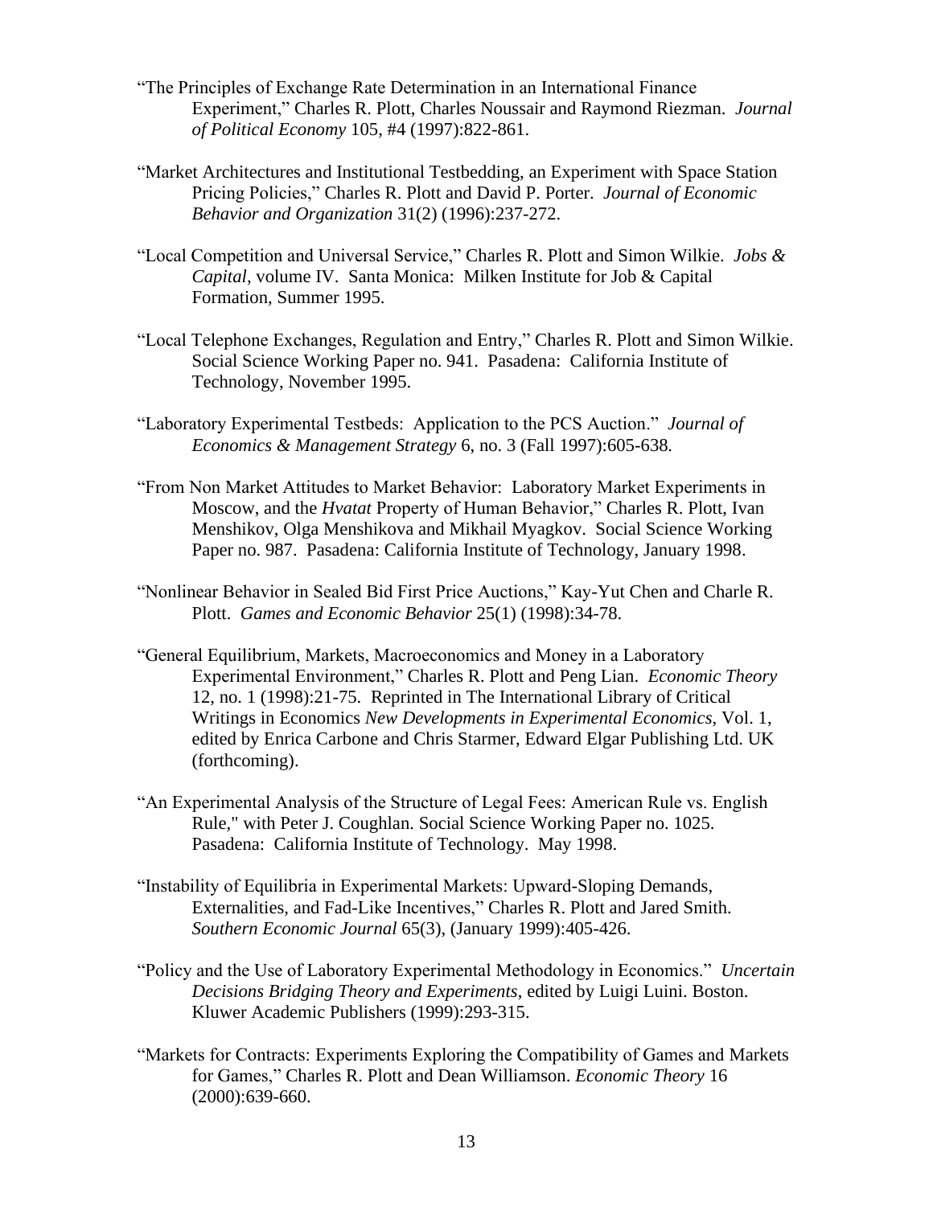"The Principles of Exchange Rate Determination in an International Finance Experiment," Charles R. Plott, Charles Noussair and Raymond Riezman. *Journal of Political Economy* 105, #4 (1997):822-861.

"Market Architectures and Institutional Testbedding, an Experiment with Space Station Pricing Policies," Charles R. Plott and David P. Porter. *Journal of Economic Behavior and Organization* 31(2) (1996):237-272.

"Local Competition and Universal Service," Charles R. Plott and Simon Wilkie. *Jobs & Capital*, volume IV. Santa Monica: Milken Institute for Job & Capital Formation, Summer 1995.

"Local Telephone Exchanges, Regulation and Entry," Charles R. Plott and Simon Wilkie. Social Science Working Paper no. 941. Pasadena: California Institute of Technology, November 1995.

"Laboratory Experimental Testbeds: Application to the PCS Auction." *Journal of Economics & Management Strategy* 6, no. 3 (Fall 1997):605-638.

"From Non Market Attitudes to Market Behavior: Laboratory Market Experiments in Moscow, and the *Hvatat* Property of Human Behavior," Charles R. Plott, Ivan Menshikov, Olga Menshikova and Mikhail Myagkov. Social Science Working Paper no. 987. Pasadena: California Institute of Technology, January 1998.

"Nonlinear Behavior in Sealed Bid First Price Auctions," Kay-Yut Chen and Charle R. Plott. *Games and Economic Behavior* 25(1) (1998):34-78.

"General Equilibrium, Markets, Macroeconomics and Money in a Laboratory Experimental Environment," Charles R. Plott and Peng Lian. *Economic Theory* 12, no. 1 (1998):21-75. Reprinted in The International Library of Critical Writings in Economics *New Developments in Experimental Economics*, Vol. 1, edited by Enrica Carbone and Chris Starmer, Edward Elgar Publishing Ltd. UK (forthcoming).

"An Experimental Analysis of the Structure of Legal Fees: American Rule vs. English Rule," with Peter J. Coughlan. Social Science Working Paper no. 1025. Pasadena: California Institute of Technology. May 1998.

"Instability of Equilibria in Experimental Markets: Upward-Sloping Demands, Externalities, and Fad-Like Incentives," Charles R. Plott and Jared Smith. *Southern Economic Journal* 65(3), (January 1999):405-426.

"Policy and the Use of Laboratory Experimental Methodology in Economics." *Uncertain Decisions Bridging Theory and Experiments*, edited by Luigi Luini. Boston. Kluwer Academic Publishers (1999):293-315.

"Markets for Contracts: Experiments Exploring the Compatibility of Games and Markets for Games," Charles R. Plott and Dean Williamson. *Economic Theory* 16 (2000):639-660.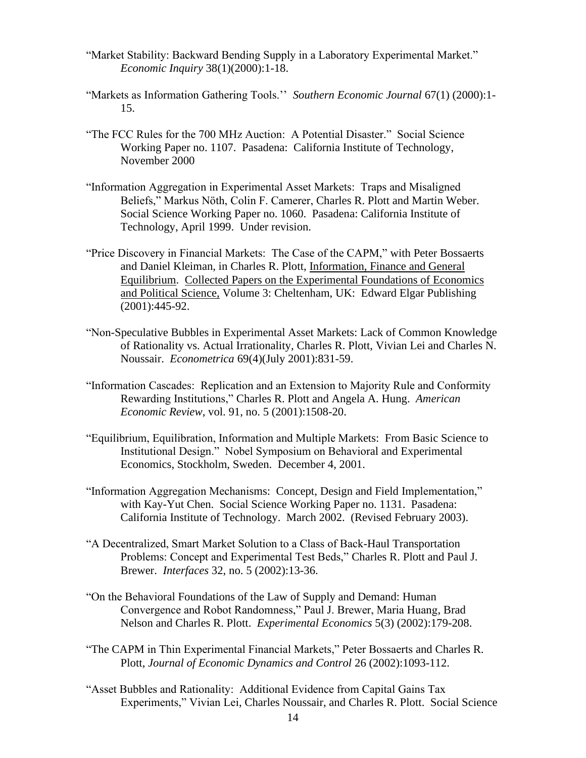"Market Stability: Backward Bending Supply in a Laboratory Experimental Market." *Economic Inquiry* 38(1)(2000):1-18.

"Markets as Information Gathering Tools.'' *Southern Economic Journal* 67(1) (2000):1-15.

"The FCC Rules for the 700 MHz Auction: A Potential Disaster." Social Science Working Paper no. 1107. Pasadena: California Institute of Technology, November 2000

"Information Aggregation in Experimental Asset Markets: Traps and Misaligned Beliefs," Markus Nöth, Colin F. Camerer, Charles R. Plott and Martin Weber. Social Science Working Paper no. 1060. Pasadena: California Institute of Technology, April 1999. Under revision.

"Price Discovery in Financial Markets: The Case of the CAPM," with Peter Bossaerts and Daniel Kleiman, in Charles R. Plott, Information, Finance and General Equilibrium. Collected Papers on the Experimental Foundations of Economics and Political Science, Volume 3: Cheltenham, UK: Edward Elgar Publishing (2001):445-92.

"Non-Speculative Bubbles in Experimental Asset Markets: Lack of Common Knowledge of Rationality vs. Actual Irrationality, Charles R. Plott, Vivian Lei and Charles N. Noussair. *Econometrica* 69(4)(July 2001):831-59.

"Information Cascades: Replication and an Extension to Majority Rule and Conformity Rewarding Institutions," Charles R. Plott and Angela A. Hung. *American Economic Review*, vol. 91, no. 5 (2001):1508-20.

"Equilibrium, Equilibration, Information and Multiple Markets: From Basic Science to Institutional Design." Nobel Symposium on Behavioral and Experimental Economics, Stockholm, Sweden. December 4, 2001.

"Information Aggregation Mechanisms: Concept, Design and Field Implementation," with Kay-Yut Chen. Social Science Working Paper no. 1131. Pasadena: California Institute of Technology. March 2002. (Revised February 2003).

"A Decentralized, Smart Market Solution to a Class of Back-Haul Transportation Problems: Concept and Experimental Test Beds," Charles R. Plott and Paul J. Brewer. *Interfaces* 32, no. 5 (2002):13-36.

"On the Behavioral Foundations of the Law of Supply and Demand: Human Convergence and Robot Randomness," Paul J. Brewer, Maria Huang, Brad Nelson and Charles R. Plott. *Experimental Economics* 5(3) (2002):179-208.

"The CAPM in Thin Experimental Financial Markets," Peter Bossaerts and Charles R. Plott, *Journal of Economic Dynamics and Control* 26 (2002):1093-112.

"Asset Bubbles and Rationality: Additional Evidence from Capital Gains Tax Experiments," Vivian Lei, Charles Noussair, and Charles R. Plott. Social Science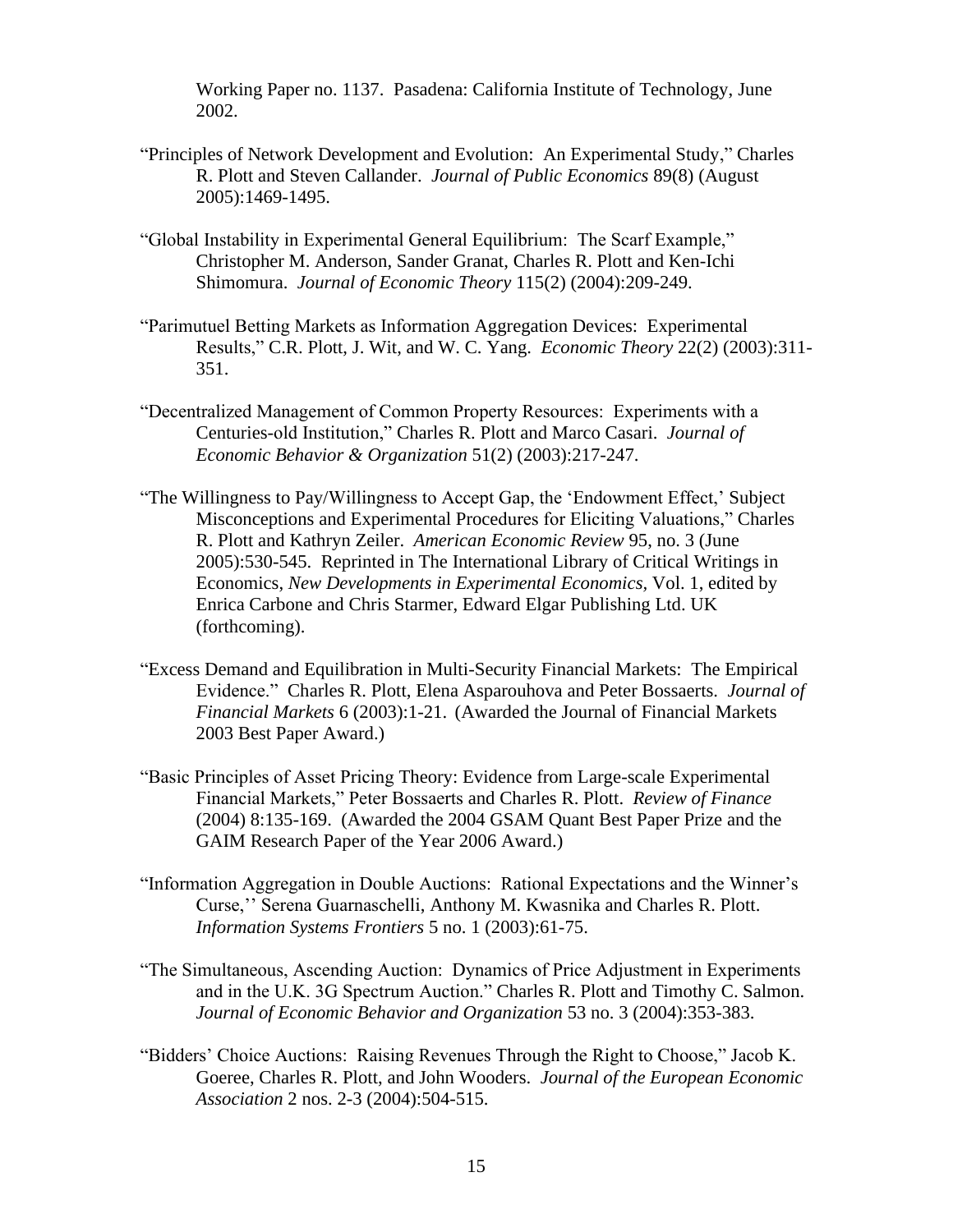Working Paper no. 1137. Pasadena: California Institute of Technology, June 2002.

"Principles of Network Development and Evolution: An Experimental Study," Charles R. Plott and Steven Callander. *Journal of Public Economics* 89(8) (August 2005):1469-1495.

"Global Instability in Experimental General Equilibrium: The Scarf Example," Christopher M. Anderson, Sander Granat, Charles R. Plott and Ken-Ichi Shimomura. *Journal of Economic Theory* 115(2) (2004):209-249.

"Parimutuel Betting Markets as Information Aggregation Devices: Experimental Results," C.R. Plott, J. Wit, and W. C. Yang. *Economic Theory* 22(2) (2003):311-351.

"Decentralized Management of Common Property Resources: Experiments with a Centuries-old Institution," Charles R. Plott and Marco Casari. *Journal of Economic Behavior & Organization* 51(2) (2003):217-247.

"The Willingness to Pay/Willingness to Accept Gap, the 'Endowment Effect,' Subject Misconceptions and Experimental Procedures for Eliciting Valuations," Charles R. Plott and Kathryn Zeiler. *American Economic Review* 95, no. 3 (June 2005):530-545. Reprinted in The International Library of Critical Writings in Economics, *New Developments in Experimental Economics*, Vol. 1, edited by Enrica Carbone and Chris Starmer, Edward Elgar Publishing Ltd. UK (forthcoming).

"Excess Demand and Equilibration in Multi-Security Financial Markets: The Empirical Evidence." Charles R. Plott, Elena Asparouhova and Peter Bossaerts. *Journal of Financial Markets* 6 (2003):1-21. (Awarded the Journal of Financial Markets 2003 Best Paper Award.)

"Basic Principles of Asset Pricing Theory: Evidence from Large-scale Experimental Financial Markets," Peter Bossaerts and Charles R. Plott. *Review of Finance* (2004) 8:135-169. (Awarded the 2004 GSAM Quant Best Paper Prize and the GAIM Research Paper of the Year 2006 Award.)

"Information Aggregation in Double Auctions: Rational Expectations and the Winner's Curse,'' Serena Guarnaschelli, Anthony M. Kwasnika and Charles R. Plott. *Information Systems Frontiers* 5 no. 1 (2003):61-75.

"The Simultaneous, Ascending Auction: Dynamics of Price Adjustment in Experiments and in the U.K. 3G Spectrum Auction." Charles R. Plott and Timothy C. Salmon. *Journal of Economic Behavior and Organization* 53 no. 3 (2004):353-383.

"Bidders' Choice Auctions: Raising Revenues Through the Right to Choose," Jacob K. Goeree, Charles R. Plott, and John Wooders. *Journal of the European Economic Association* 2 nos. 2-3 (2004):504-515.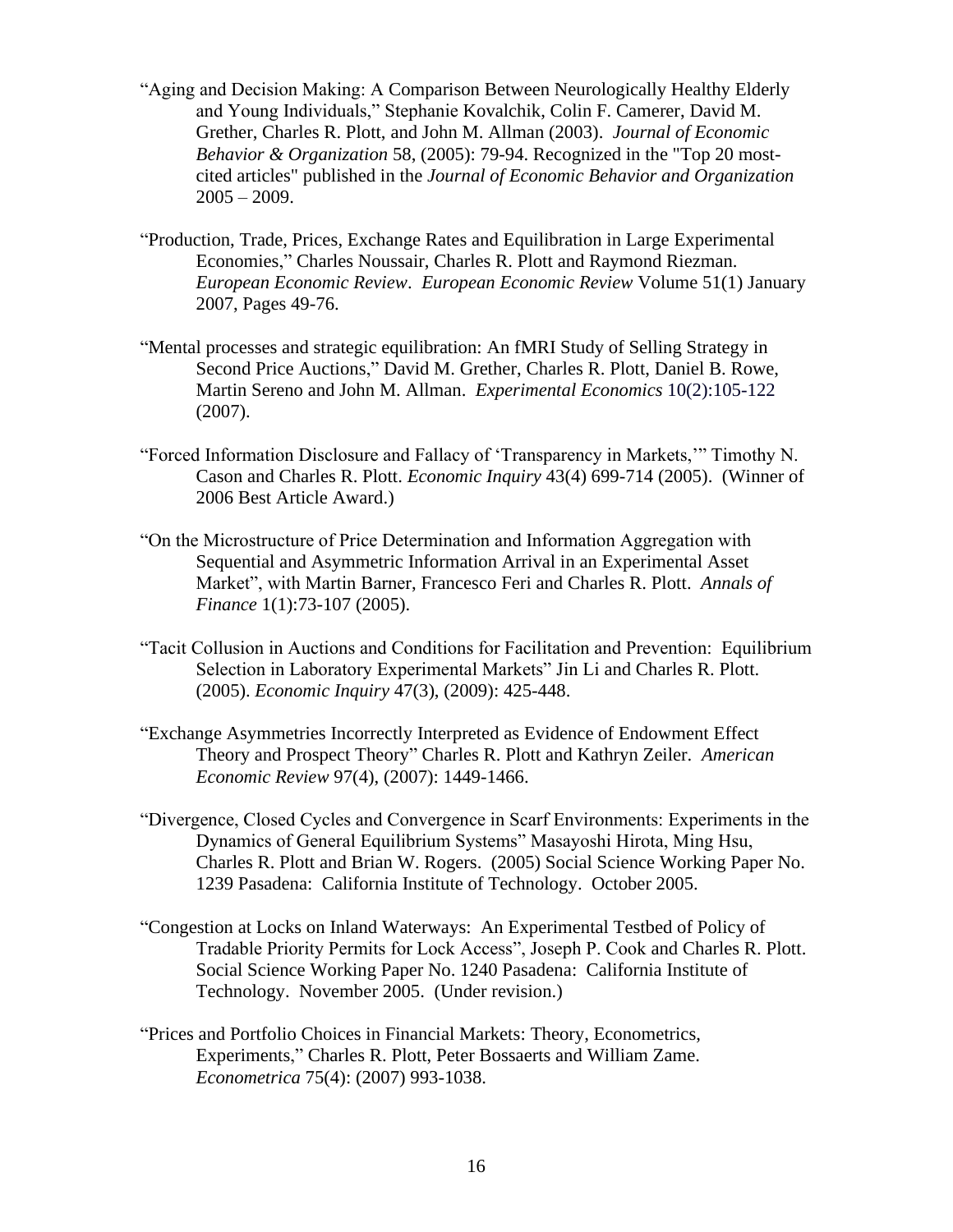"Aging and Decision Making: A Comparison Between Neurologically Healthy Elderly and Young Individuals," Stephanie Kovalchik, Colin F. Camerer, David M. Grether, Charles R. Plott, and John M. Allman (2003). *Journal of Economic Behavior & Organization* 58, (2005): 79-94. Recognized in the "Top 20 most-cited articles" published in the *Journal of Economic Behavior and Organization* 2005 – 2009.

"Production, Trade, Prices, Exchange Rates and Equilibration in Large Experimental Economies," Charles Noussair, Charles R. Plott and Raymond Riezman. *European Economic Review*. *European Economic Review* Volume 51(1) January 2007, Pages 49-76.

"Mental processes and strategic equilibration: An fMRI Study of Selling Strategy in Second Price Auctions," David M. Grether, Charles R. Plott, Daniel B. Rowe, Martin Sereno and John M. Allman. *Experimental Economics* 10(2):105-122 (2007).

"Forced Information Disclosure and Fallacy of 'Transparency in Markets,'" Timothy N. Cason and Charles R. Plott. *Economic Inquiry* 43(4) 699-714 (2005). (Winner of 2006 Best Article Award.)

"On the Microstructure of Price Determination and Information Aggregation with Sequential and Asymmetric Information Arrival in an Experimental Asset Market", with Martin Barner, Francesco Feri and Charles R. Plott. *Annals of Finance* 1(1):73-107 (2005).

"Tacit Collusion in Auctions and Conditions for Facilitation and Prevention: Equilibrium Selection in Laboratory Experimental Markets" Jin Li and Charles R. Plott. (2005). *Economic Inquiry* 47(3), (2009): 425-448.

"Exchange Asymmetries Incorrectly Interpreted as Evidence of Endowment Effect Theory and Prospect Theory" Charles R. Plott and Kathryn Zeiler. *American Economic Review* 97(4), (2007): 1449-1466.

"Divergence, Closed Cycles and Convergence in Scarf Environments: Experiments in the Dynamics of General Equilibrium Systems" Masayoshi Hirota, Ming Hsu, Charles R. Plott and Brian W. Rogers. (2005) Social Science Working Paper No. 1239 Pasadena: California Institute of Technology. October 2005.

"Congestion at Locks on Inland Waterways: An Experimental Testbed of Policy of Tradable Priority Permits for Lock Access", Joseph P. Cook and Charles R. Plott. Social Science Working Paper No. 1240 Pasadena: California Institute of Technology. November 2005. (Under revision.)

"Prices and Portfolio Choices in Financial Markets: Theory, Econometrics, Experiments," Charles R. Plott, Peter Bossaerts and William Zame. *Econometrica* 75(4): (2007) 993-1038.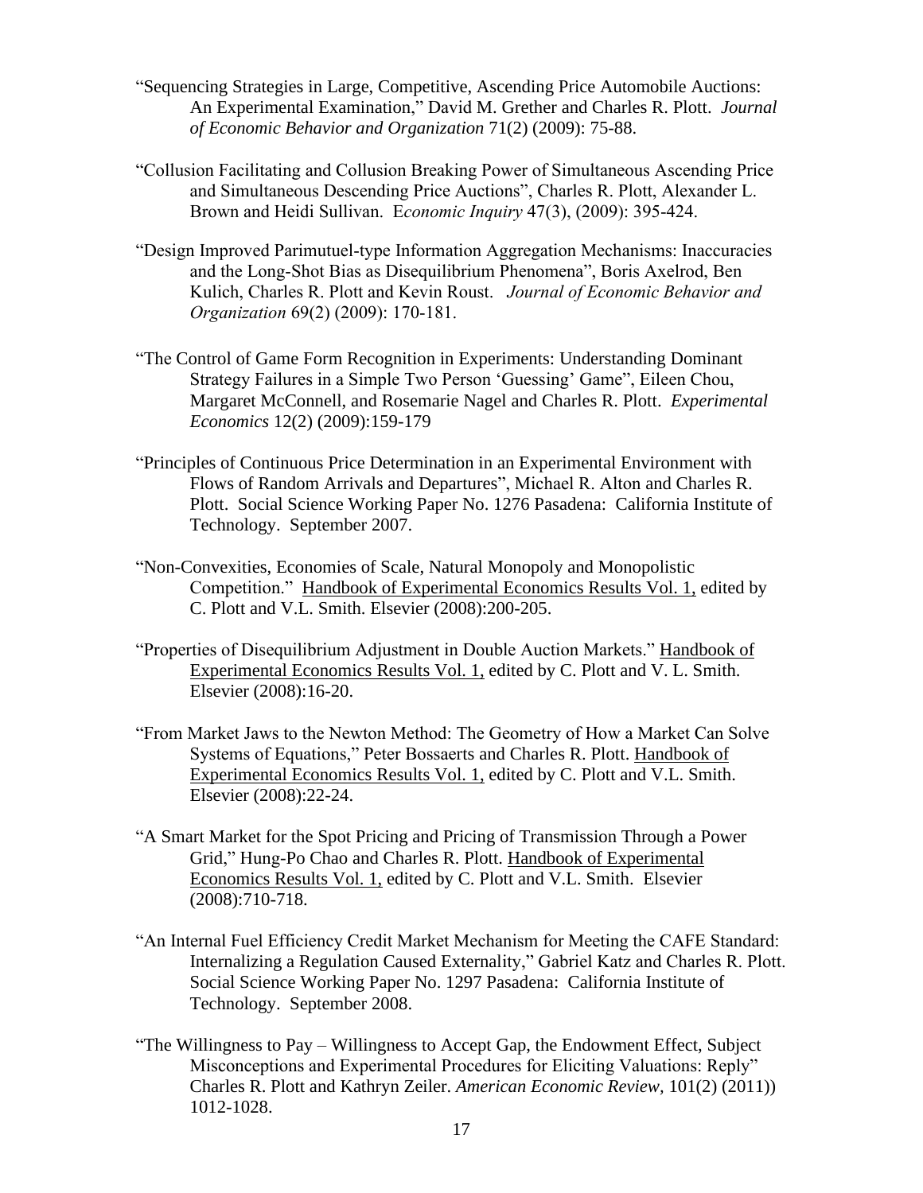"Sequencing Strategies in Large, Competitive, Ascending Price Automobile Auctions: An Experimental Examination," David M. Grether and Charles R. Plott. *Journal of Economic Behavior and Organization* 71(2) (2009): 75-88.

"Collusion Facilitating and Collusion Breaking Power of Simultaneous Ascending Price and Simultaneous Descending Price Auctions", Charles R. Plott, Alexander L. Brown and Heidi Sullivan. *Economic Inquiry* 47(3), (2009): 395-424.

"Design Improved Parimutuel-type Information Aggregation Mechanisms: Inaccuracies and the Long-Shot Bias as Disequilibrium Phenomena", Boris Axelrod, Ben Kulich, Charles R. Plott and Kevin Roust. *Journal of Economic Behavior and Organization* 69(2) (2009): 170-181.

"The Control of Game Form Recognition in Experiments: Understanding Dominant Strategy Failures in a Simple Two Person 'Guessing' Game", Eileen Chou, Margaret McConnell, and Rosemarie Nagel and Charles R. Plott. *Experimental Economics* 12(2) (2009):159-179

"Principles of Continuous Price Determination in an Experimental Environment with Flows of Random Arrivals and Departures", Michael R. Alton and Charles R. Plott. Social Science Working Paper No. 1276 Pasadena: California Institute of Technology. September 2007.

"Non-Convexities, Economies of Scale, Natural Monopoly and Monopolistic Competition." Handbook of Experimental Economics Results Vol. 1, edited by C. Plott and V.L. Smith. Elsevier (2008):200-205.

"Properties of Disequilibrium Adjustment in Double Auction Markets." Handbook of Experimental Economics Results Vol. 1, edited by C. Plott and V. L. Smith. Elsevier (2008):16-20.

"From Market Jaws to the Newton Method: The Geometry of How a Market Can Solve Systems of Equations," Peter Bossaerts and Charles R. Plott. Handbook of Experimental Economics Results Vol. 1, edited by C. Plott and V.L. Smith. Elsevier (2008):22-24.

"A Smart Market for the Spot Pricing and Pricing of Transmission Through a Power Grid," Hung-Po Chao and Charles R. Plott. Handbook of Experimental Economics Results Vol. 1, edited by C. Plott and V.L. Smith. Elsevier (2008):710-718.

"An Internal Fuel Efficiency Credit Market Mechanism for Meeting the CAFE Standard: Internalizing a Regulation Caused Externality," Gabriel Katz and Charles R. Plott. Social Science Working Paper No. 1297 Pasadena: California Institute of Technology. September 2008.

"The Willingness to Pay – Willingness to Accept Gap, the Endowment Effect, Subject Misconceptions and Experimental Procedures for Eliciting Valuations: Reply" Charles R. Plott and Kathryn Zeiler. *American Economic Review,* 101(2) (2011)) 1012-1028.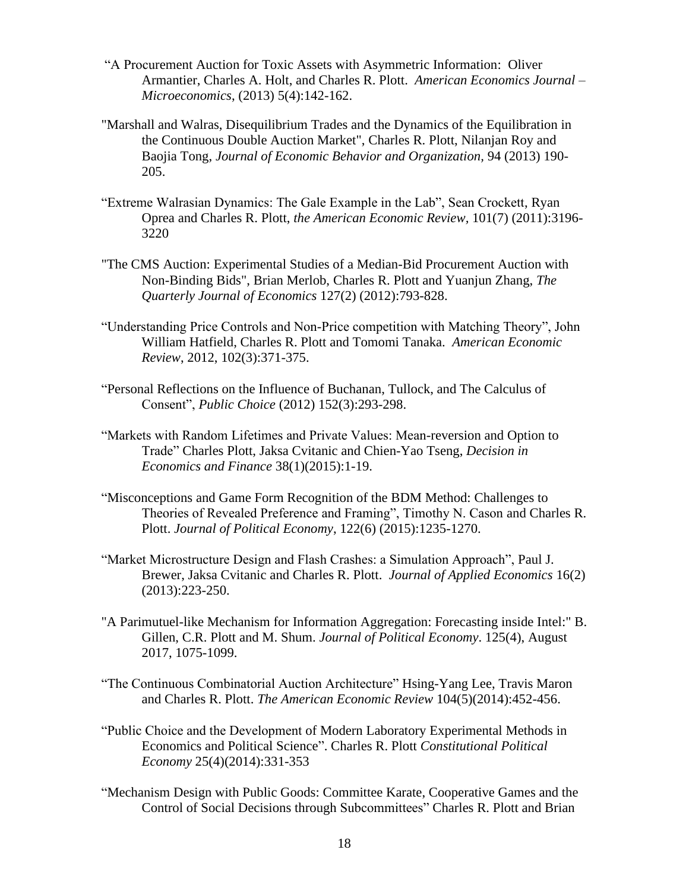"A Procurement Auction for Toxic Assets with Asymmetric Information: Oliver Armantier, Charles A. Holt, and Charles R. Plott. *American Economics Journal – Microeconomics*, (2013) 5(4):142-162.

"Marshall and Walras, Disequilibrium Trades and the Dynamics of the Equilibration in the Continuous Double Auction Market", Charles R. Plott, Nilanjan Roy and Baojia Tong, *Journal of Economic Behavior and Organization*, 94 (2013) 190-205.

"Extreme Walrasian Dynamics: The Gale Example in the Lab", Sean Crockett, Ryan Oprea and Charles R. Plott, *the American Economic Review*, 101(7) (2011):3196-3220

"The CMS Auction: Experimental Studies of a Median-Bid Procurement Auction with Non-Binding Bids", Brian Merlob, Charles R. Plott and Yuanjun Zhang, *The Quarterly Journal of Economics* 127(2) (2012):793-828.

"Understanding Price Controls and Non-Price competition with Matching Theory", John William Hatfield, Charles R. Plott and Tomomi Tanaka. *American Economic Review*, 2012, 102(3):371-375.

"Personal Reflections on the Influence of Buchanan, Tullock, and The Calculus of Consent", *Public Choice* (2012) 152(3):293-298.

"Markets with Random Lifetimes and Private Values: Mean-reversion and Option to Trade" Charles Plott, Jaksa Cvitanic and Chien-Yao Tseng, *Decision in Economics and Finance* 38(1)(2015):1-19.

"Misconceptions and Game Form Recognition of the BDM Method: Challenges to Theories of Revealed Preference and Framing", Timothy N. Cason and Charles R. Plott. *Journal of Political Economy*, 122(6) (2015):1235-1270.

"Market Microstructure Design and Flash Crashes: a Simulation Approach", Paul J. Brewer, Jaksa Cvitanic and Charles R. Plott. *Journal of Applied Economics* 16(2) (2013):223-250.

"A Parimutuel-like Mechanism for Information Aggregation: Forecasting inside Intel:" B. Gillen, C.R. Plott and M. Shum. *Journal of Political Economy*. 125(4), August 2017, 1075-1099.

"The Continuous Combinatorial Auction Architecture" Hsing-Yang Lee, Travis Maron and Charles R. Plott. *The American Economic Review* 104(5)(2014):452-456.

"Public Choice and the Development of Modern Laboratory Experimental Methods in Economics and Political Science". Charles R. Plott *Constitutional Political Economy* 25(4)(2014):331-353

"Mechanism Design with Public Goods: Committee Karate, Cooperative Games and the Control of Social Decisions through Subcommittees" Charles R. Plott and Brian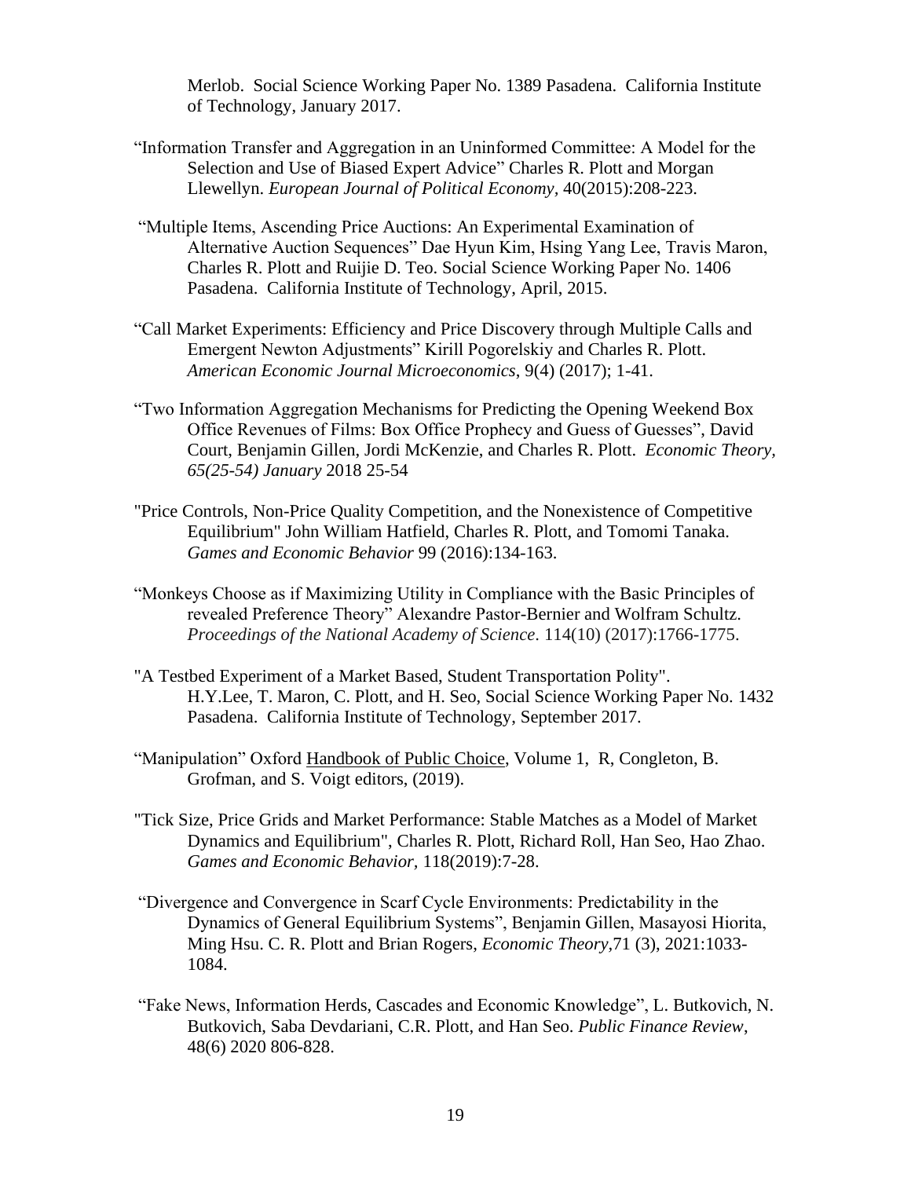Merlob. Social Science Working Paper No. 1389 Pasadena. California Institute of Technology, January 2017.

"Information Transfer and Aggregation in an Uninformed Committee: A Model for the Selection and Use of Biased Expert Advice" Charles R. Plott and Morgan Llewellyn. *European Journal of Political Economy*, 40(2015):208-223.

"Multiple Items, Ascending Price Auctions: An Experimental Examination of Alternative Auction Sequences" Dae Hyun Kim, Hsing Yang Lee, Travis Maron, Charles R. Plott and Ruijie D. Teo. Social Science Working Paper No. 1406 Pasadena. California Institute of Technology, April, 2015.

"Call Market Experiments: Efficiency and Price Discovery through Multiple Calls and Emergent Newton Adjustments" Kirill Pogorelskiy and Charles R. Plott. *American Economic Journal Microeconomics*, 9(4) (2017); 1-41.

"Two Information Aggregation Mechanisms for Predicting the Opening Weekend Box Office Revenues of Films: Box Office Prophecy and Guess of Guesses", David Court, Benjamin Gillen, Jordi McKenzie, and Charles R. Plott. *Economic Theory, 65(25-54) January* 2018 25-54

"Price Controls, Non-Price Quality Competition, and the Nonexistence of Competitive Equilibrium" John William Hatfield, Charles R. Plott, and Tomomi Tanaka. *Games and Economic Behavior* 99 (2016):134-163.

"Monkeys Choose as if Maximizing Utility in Compliance with the Basic Principles of revealed Preference Theory" Alexandre Pastor-Bernier and Wolfram Schultz. *Proceedings of the National Academy of Science*. 114(10) (2017):1766-1775.

"A Testbed Experiment of a Market Based, Student Transportation Polity". H.Y.Lee, T. Maron, C. Plott, and H. Seo, Social Science Working Paper No. 1432 Pasadena. California Institute of Technology, September 2017.

"Manipulation" Oxford Handbook of Public Choice, Volume 1, R, Congleton, B. Grofman, and S. Voigt editors, (2019).

"Tick Size, Price Grids and Market Performance: Stable Matches as a Model of Market Dynamics and Equilibrium", Charles R. Plott, Richard Roll, Han Seo, Hao Zhao. *Games and Economic Behavior*, 118(2019):7-28.

"Divergence and Convergence in Scarf Cycle Environments: Predictability in the Dynamics of General Equilibrium Systems", Benjamin Gillen, Masayosi Hiorita, Ming Hsu. C. R. Plott and Brian Rogers, *Economic Theory*,71 (3), 2021:1033-1084.

"Fake News, Information Herds, Cascades and Economic Knowledge", L. Butkovich, N. Butkovich, Saba Devdariani, C.R. Plott, and Han Seo. *Public Finance Review*, 48(6) 2020 806-828.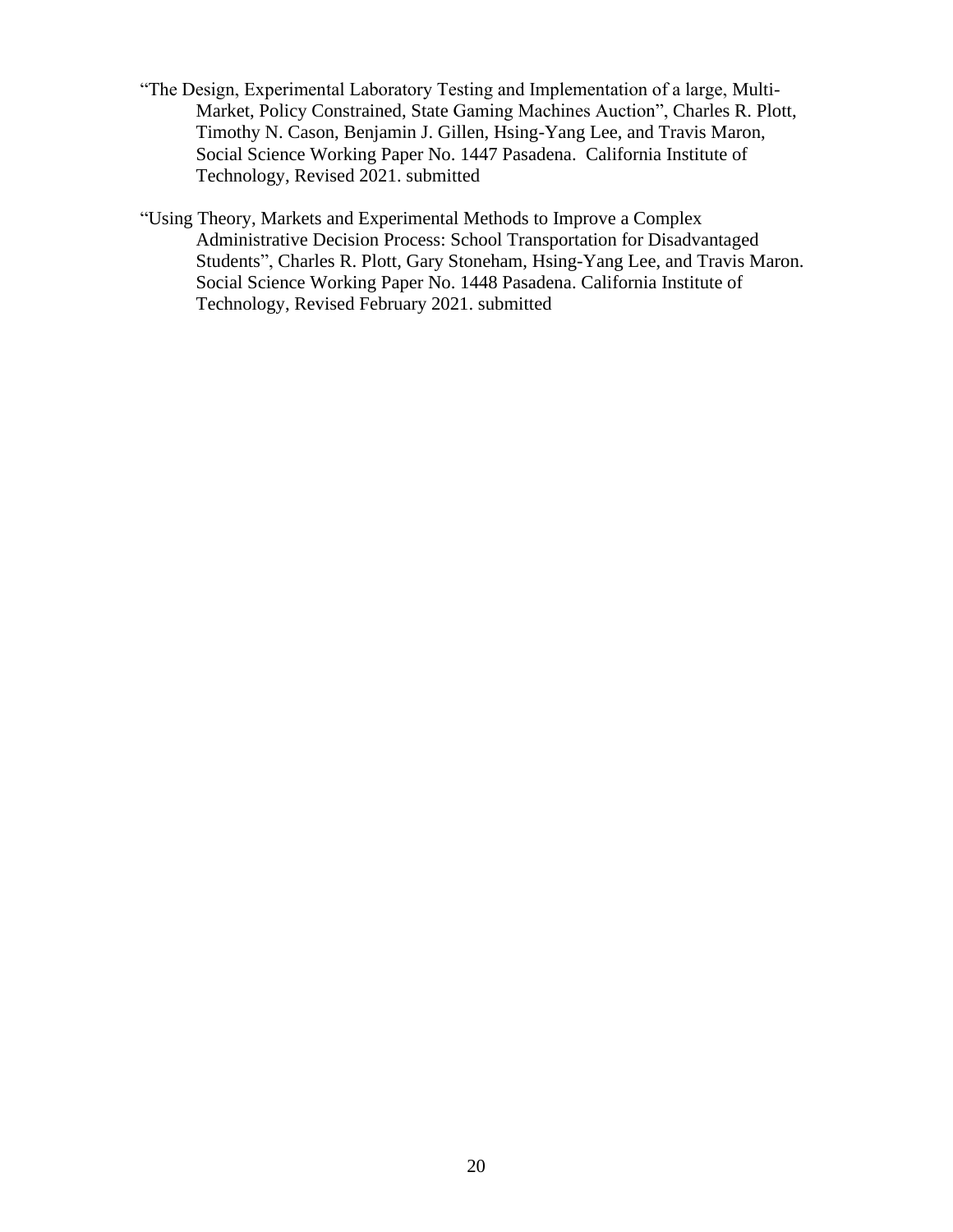"The Design, Experimental Laboratory Testing and Implementation of a large, Multi-Market, Policy Constrained, State Gaming Machines Auction", Charles R. Plott, Timothy N. Cason, Benjamin J. Gillen, Hsing-Yang Lee, and Travis Maron, Social Science Working Paper No. 1447 Pasadena. California Institute of Technology, Revised 2021. submitted

"Using Theory, Markets and Experimental Methods to Improve a Complex Administrative Decision Process: School Transportation for Disadvantaged Students", Charles R. Plott, Gary Stoneham, Hsing-Yang Lee, and Travis Maron. Social Science Working Paper No. 1448 Pasadena. California Institute of Technology, Revised February 2021. submitted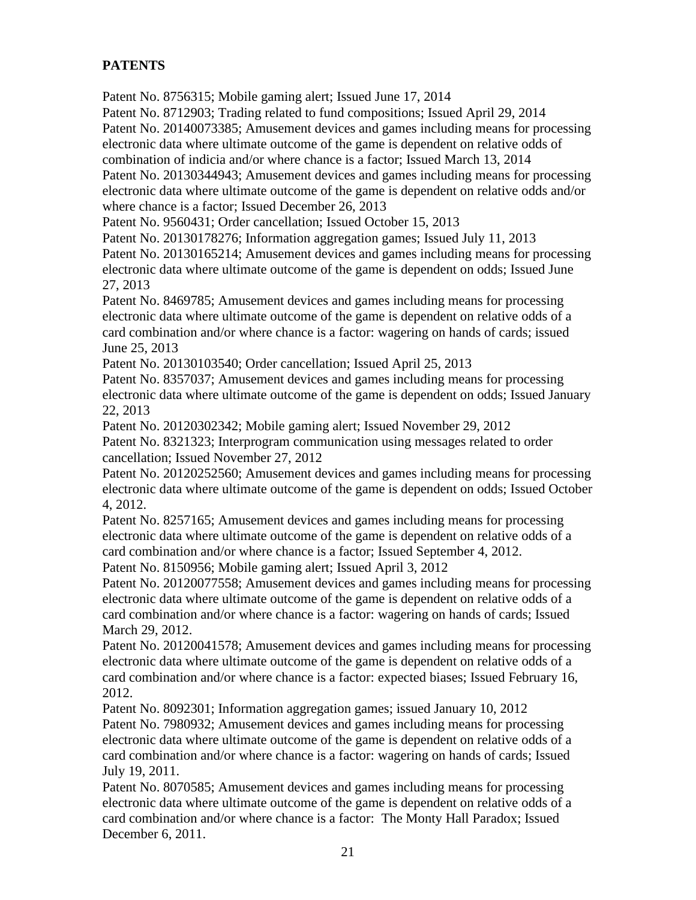**PATENTS**

Patent No. 8756315; Mobile gaming alert; Issued June 17, 2014
Patent No. 8712903; Trading related to fund compositions; Issued April 29, 2014
Patent No. 20140073385; Amusement devices and games including means for processing electronic data where ultimate outcome of the game is dependent on relative odds of combination of indicia and/or where chance is a factor; Issued March 13, 2014
Patent No. 20130344943; Amusement devices and games including means for processing electronic data where ultimate outcome of the game is dependent on relative odds and/or where chance is a factor; Issued December 26, 2013
Patent No. 9560431; Order cancellation; Issued October 15, 2013
Patent No. 20130178276; Information aggregation games; Issued July 11, 2013
Patent No. 20130165214; Amusement devices and games including means for processing electronic data where ultimate outcome of the game is dependent on odds; Issued June 27, 2013
Patent No. 8469785; Amusement devices and games including means for processing electronic data where ultimate outcome of the game is dependent on relative odds of a card combination and/or where chance is a factor: wagering on hands of cards; issued June 25, 2013
Patent No. 20130103540; Order cancellation; Issued April 25, 2013
Patent No. 8357037; Amusement devices and games including means for processing electronic data where ultimate outcome of the game is dependent on odds; Issued January 22, 2013
Patent No. 20120302342; Mobile gaming alert; Issued November 29, 2012
Patent No. 8321323; Interprogram communication using messages related to order cancellation; Issued November 27, 2012
Patent No. 20120252560; Amusement devices and games including means for processing electronic data where ultimate outcome of the game is dependent on odds; Issued October 4, 2012.
Patent No. 8257165; Amusement devices and games including means for processing electronic data where ultimate outcome of the game is dependent on relative odds of a card combination and/or where chance is a factor; Issued September 4, 2012.
Patent No. 8150956; Mobile gaming alert; Issued April 3, 2012
Patent No. 20120077558; Amusement devices and games including means for processing electronic data where ultimate outcome of the game is dependent on relative odds of a card combination and/or where chance is a factor: wagering on hands of cards; Issued March 29, 2012.
Patent No. 20120041578; Amusement devices and games including means for processing electronic data where ultimate outcome of the game is dependent on relative odds of a card combination and/or where chance is a factor: expected biases; Issued February 16, 2012.
Patent No. 8092301; Information aggregation games; issued January 10, 2012
Patent No. 7980932; Amusement devices and games including means for processing electronic data where ultimate outcome of the game is dependent on relative odds of a card combination and/or where chance is a factor: wagering on hands of cards; Issued July 19, 2011.
Patent No. 8070585; Amusement devices and games including means for processing electronic data where ultimate outcome of the game is dependent on relative odds of a card combination and/or where chance is a factor: The Monty Hall Paradox; Issued December 6, 2011.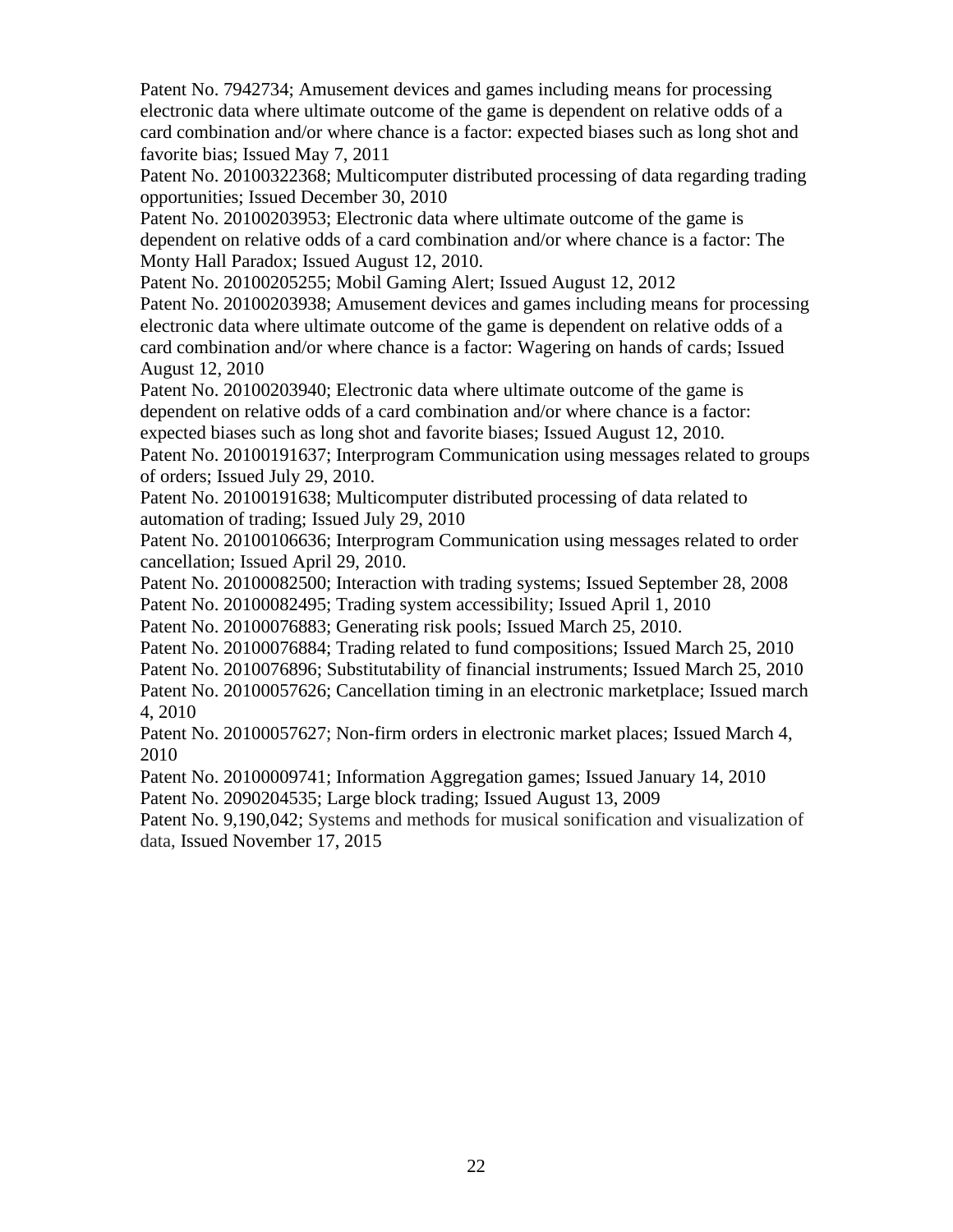Patent No. 7942734; Amusement devices and games including means for processing electronic data where ultimate outcome of the game is dependent on relative odds of a card combination and/or where chance is a factor: expected biases such as long shot and favorite bias; Issued May 7, 2011

Patent No. 20100322368; Multicomputer distributed processing of data regarding trading opportunities; Issued December 30, 2010

Patent No. 20100203953; Electronic data where ultimate outcome of the game is dependent on relative odds of a card combination and/or where chance is a factor: The Monty Hall Paradox; Issued August 12, 2010.

Patent No. 20100205255; Mobil Gaming Alert; Issued August 12, 2012

Patent No. 20100203938; Amusement devices and games including means for processing electronic data where ultimate outcome of the game is dependent on relative odds of a card combination and/or where chance is a factor: Wagering on hands of cards; Issued August 12, 2010

Patent No. 20100203940; Electronic data where ultimate outcome of the game is dependent on relative odds of a card combination and/or where chance is a factor: expected biases such as long shot and favorite biases; Issued August 12, 2010.

Patent No. 20100191637; Interprogram Communication using messages related to groups of orders; Issued July 29, 2010.

Patent No. 20100191638; Multicomputer distributed processing of data related to automation of trading; Issued July 29, 2010

Patent No. 20100106636; Interprogram Communication using messages related to order cancellation; Issued April 29, 2010.

Patent No. 20100082500; Interaction with trading systems; Issued September 28, 2008

Patent No. 20100082495; Trading system accessibility; Issued April 1, 2010

Patent No. 20100076883; Generating risk pools; Issued March 25, 2010.

Patent No. 20100076884; Trading related to fund compositions; Issued March 25, 2010

Patent No. 2010076896; Substitutability of financial instruments; Issued March 25, 2010

Patent No. 20100057626; Cancellation timing in an electronic marketplace; Issued march 4, 2010

Patent No. 20100057627; Non-firm orders in electronic market places; Issued March 4, 2010

Patent No. 20100009741; Information Aggregation games; Issued January 14, 2010

Patent No. 2090204535; Large block trading; Issued August 13, 2009

Patent No. 9,190,042; Systems and methods for musical sonification and visualization of data, Issued November 17, 2015